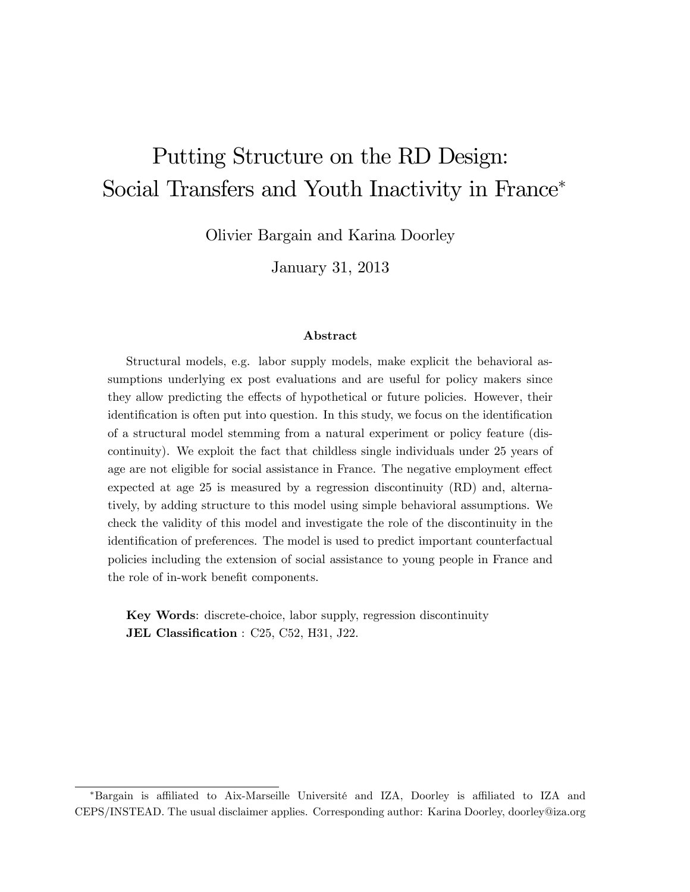# Putting Structure on the RD Design: Social Transfers and Youth Inactivity in France*

Olivier Bargain and Karina Doorley

January 31, 2013

### Abstract

Structural models, e.g. labor supply models, make explicit the behavioral assumptions underlying ex post evaluations and are useful for policy makers since they allow predicting the effects of hypothetical or future policies. However, their identification is often put into question. In this study, we focus on the identification of a structural model stemming from a natural experiment or policy feature (discontinuity). We exploit the fact that childless single individuals under 25 years of age are not eligible for social assistance in France. The negative employment effect expected at age 25 is measured by a regression discontinuity (RD) and, alternatively, by adding structure to this model using simple behavioral assumptions. We check the validity of this model and investigate the role of the discontinuity in the identification of preferences. The model is used to predict important counterfactual policies including the extension of social assistance to young people in France and the role of in-work benefit components.

**Key Words**: discrete-choice, labor supply, regression discontinuity

**JEL Classification** : C25, C52, H31, J22.

---

*Bargain is affiliated to Aix-Marseille Université and IZA, Doorley is affiliated to IZA and CEPS/INSTEAD. The usual disclaimer applies. Corresponding author: Karina Doorley, doorley@iza.org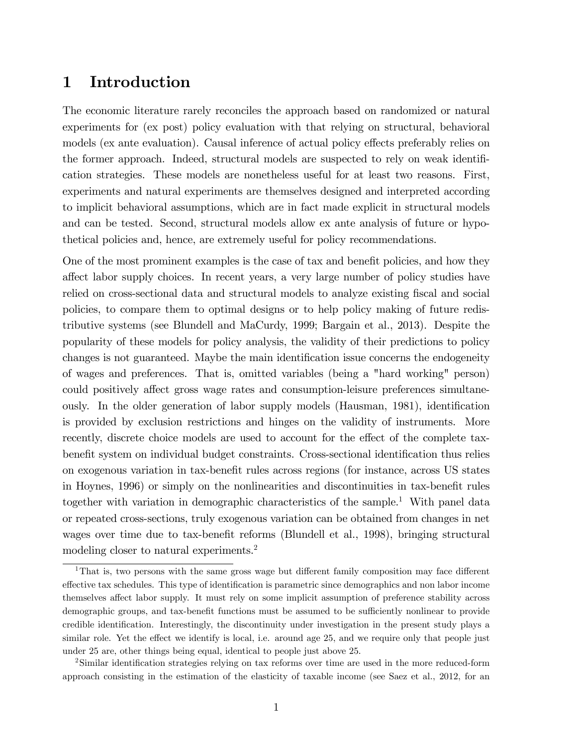# 1 Introduction

The economic literature rarely reconciles the approach based on randomized or natural experiments for (ex post) policy evaluation with that relying on structural, behavioral models (ex ante evaluation). Causal inference of actual policy effects preferably relies on the former approach. Indeed, structural models are suspected to rely on weak identification strategies. These models are nonetheless useful for at least two reasons. First, experiments and natural experiments are themselves designed and interpreted according to implicit behavioral assumptions, which are in fact made explicit in structural models and can be tested. Second, structural models allow ex ante analysis of future or hypothetical policies and, hence, are extremely useful for policy recommendations.

One of the most prominent examples is the case of tax and benefit policies, and how they affect labor supply choices. In recent years, a very large number of policy studies have relied on cross-sectional data and structural models to analyze existing fiscal and social policies, to compare them to optimal designs or to help policy making of future redistributive systems (see Blundell and MaCurdy, 1999; Bargain et al., 2013). Despite the popularity of these models for policy analysis, the validity of their predictions to policy changes is not guaranteed. Maybe the main identification issue concerns the endogeneity of wages and preferences. That is, omitted variables (being a "hard working" person) could positively affect gross wage rates and consumption-leisure preferences simultaneously. In the older generation of labor supply models (Hausman, 1981), identification is provided by exclusion restrictions and hinges on the validity of instruments. More recently, discrete choice models are used to account for the effect of the complete tax-benefit system on individual budget constraints. Cross-sectional identification thus relies on exogenous variation in tax-benefit rules across regions (for instance, across US states in Hoynes, 1996) or simply on the nonlinearities and discontinuities in tax-benefit rules together with variation in demographic characteristics of the sample.[1] With panel data or repeated cross-sections, truly exogenous variation can be obtained from changes in net wages over time due to tax-benefit reforms (Blundell et al., 1998), bringing structural modeling closer to natural experiments.[2]

[1] That is, two persons with the same gross wage but different family composition may face different effective tax schedules. This type of identification is parametric since demographics and non labor income themselves affect labor supply. It must rely on some implicit assumption of preference stability across demographic groups, and tax-benefit functions must be assumed to be sufficiently nonlinear to provide credible identification. Interestingly, the discontinuity under investigation in the present study plays a similar role. Yet the effect we identify is local, i.e. around age 25, and we require only that people just under 25 are, other things being equal, identical to people just above 25.

[2] Similar identification strategies relying on tax reforms over time are used in the more reduced-form approach consisting in the estimation of the elasticity of taxable income (see Saez et al., 2012, for an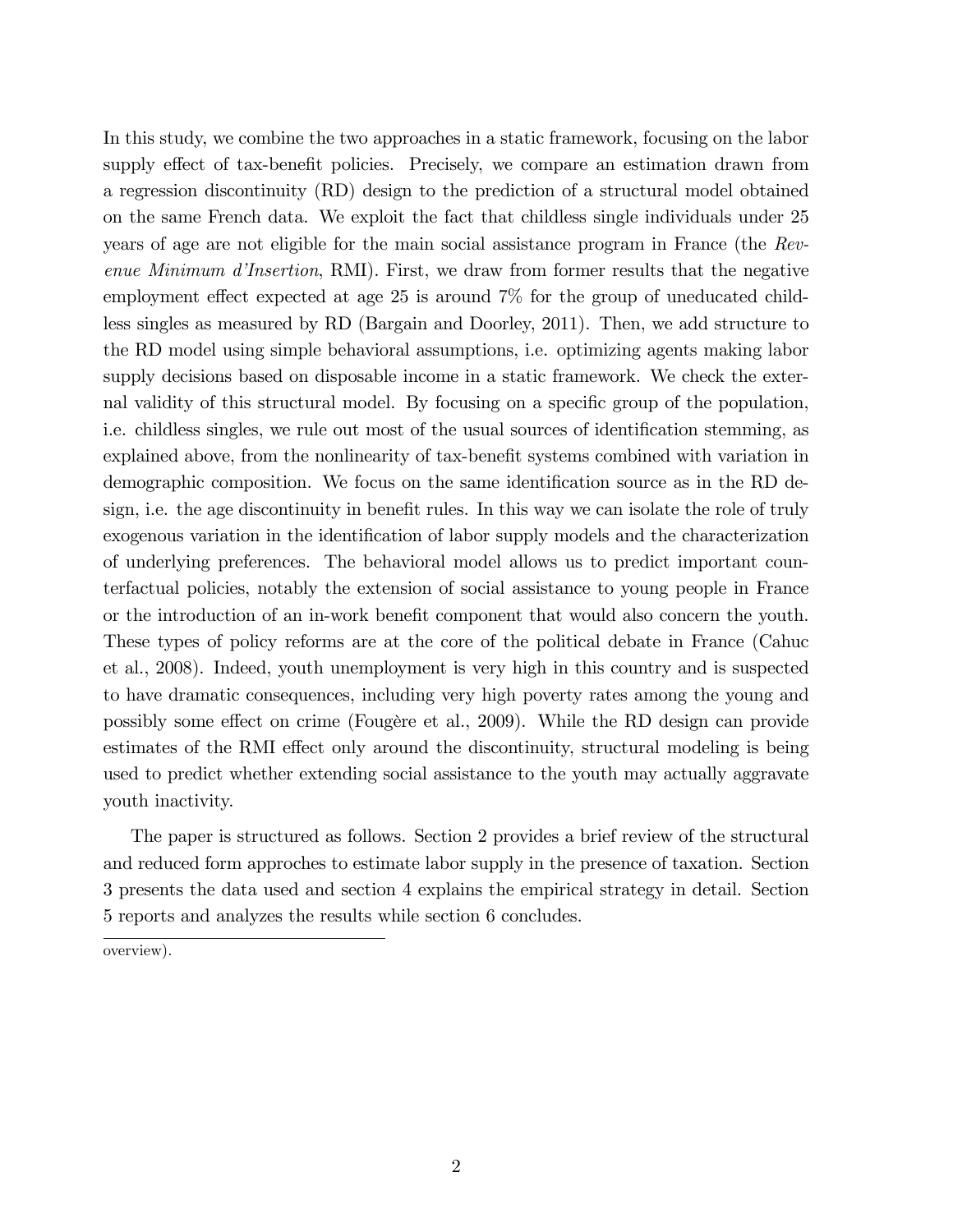In this study, we combine the two approaches in a static framework, focusing on the labor supply effect of tax-benefit policies. Precisely, we compare an estimation drawn from a regression discontinuity (RD) design to the prediction of a structural model obtained on the same French data. We exploit the fact that childless single individuals under 25 years of age are not eligible for the main social assistance program in France (the *Revenue Minimum d'Insertion*, RMI). First, we draw from former results that the negative employment effect expected at age 25 is around 7% for the group of uneducated childless singles as measured by RD (Bargain and Doorley, 2011). Then, we add structure to the RD model using simple behavioral assumptions, i.e. optimizing agents making labor supply decisions based on disposable income in a static framework. We check the external validity of this structural model. By focusing on a specific group of the population, i.e. childless singles, we rule out most of the usual sources of identification stemming, as explained above, from the nonlinearity of tax-benefit systems combined with variation in demographic composition. We focus on the same identification source as in the RD design, i.e. the age discontinuity in benefit rules. In this way we can isolate the role of truly exogenous variation in the identification of labor supply models and the characterization of underlying preferences. The behavioral model allows us to predict important counterfactual policies, notably the extension of social assistance to young people in France or the introduction of an in-work benefit component that would also concern the youth. These types of policy reforms are at the core of the political debate in France (Cahuc et al., 2008). Indeed, youth unemployment is very high in this country and is suspected to have dramatic consequences, including very high poverty rates among the young and possibly some effect on crime (Fougère et al., 2009). While the RD design can provide estimates of the RMI effect only around the discontinuity, structural modeling is being used to predict whether extending social assistance to the youth may actually aggravate youth inactivity.

The paper is structured as follows. Section 2 provides a brief review of the structural and reduced form approches to estimate labor supply in the presence of taxation. Section 3 presents the data used and section 4 explains the empirical strategy in detail. Section 5 reports and analyzes the results while section 6 concludes.

overview).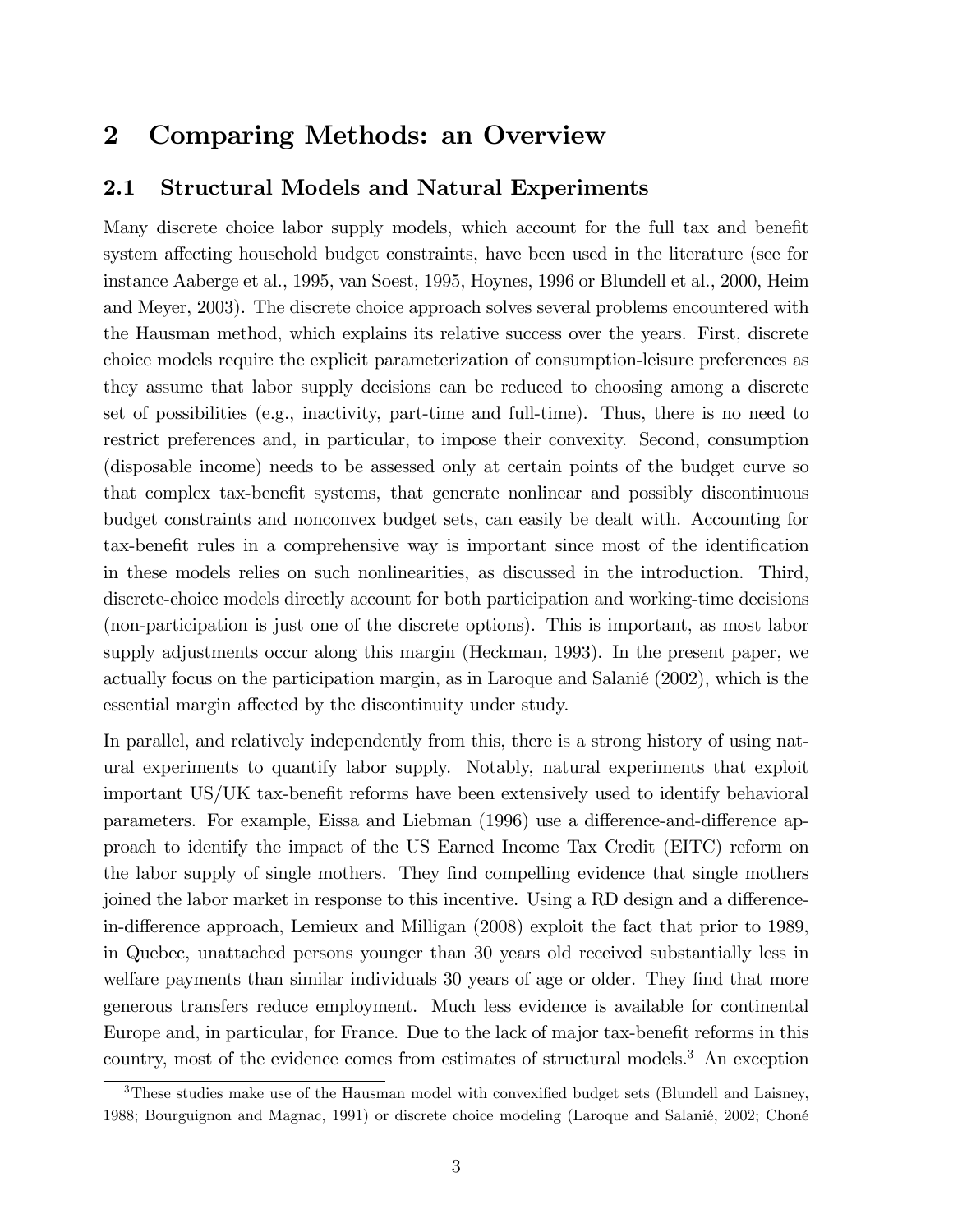# 2 Comparing Methods: an Overview

## 2.1 Structural Models and Natural Experiments

Many discrete choice labor supply models, which account for the full tax and benefit system affecting household budget constraints, have been used in the literature (see for instance Aaberge et al., 1995, van Soest, 1995, Hoynes, 1996 or Blundell et al., 2000, Heim and Meyer, 2003). The discrete choice approach solves several problems encountered with the Hausman method, which explains its relative success over the years. First, discrete choice models require the explicit parameterization of consumption-leisure preferences as they assume that labor supply decisions can be reduced to choosing among a discrete set of possibilities (e.g., inactivity, part-time and full-time). Thus, there is no need to restrict preferences and, in particular, to impose their convexity. Second, consumption (disposable income) needs to be assessed only at certain points of the budget curve so that complex tax-benefit systems, that generate nonlinear and possibly discontinuous budget constraints and nonconvex budget sets, can easily be dealt with. Accounting for tax-benefit rules in a comprehensive way is important since most of the identification in these models relies on such nonlinearities, as discussed in the introduction. Third, discrete-choice models directly account for both participation and working-time decisions (non-participation is just one of the discrete options). This is important, as most labor supply adjustments occur along this margin (Heckman, 1993). In the present paper, we actually focus on the participation margin, as in Laroque and Salanié (2002), which is the essential margin affected by the discontinuity under study.

In parallel, and relatively independently from this, there is a strong history of using natural experiments to quantify labor supply. Notably, natural experiments that exploit important US/UK tax-benefit reforms have been extensively used to identify behavioral parameters. For example, Eissa and Liebman (1996) use a difference-and-difference approach to identify the impact of the US Earned Income Tax Credit (EITC) reform on the labor supply of single mothers. They find compelling evidence that single mothers joined the labor market in response to this incentive. Using a RD design and a difference-in-difference approach, Lemieux and Milligan (2008) exploit the fact that prior to 1989, in Quebec, unattached persons younger than 30 years old received substantially less in welfare payments than similar individuals 30 years of age or older. They find that more generous transfers reduce employment. Much less evidence is available for continental Europe and, in particular, for France. Due to the lack of major tax-benefit reforms in this country, most of the evidence comes from estimates of structural models.[3] An exception

[3]These studies make use of the Hausman model with convexified budget sets (Blundell and Laisney, 1988; Bourguignon and Magnac, 1991) or discrete choice modeling (Laroque and Salanié, 2002; Choné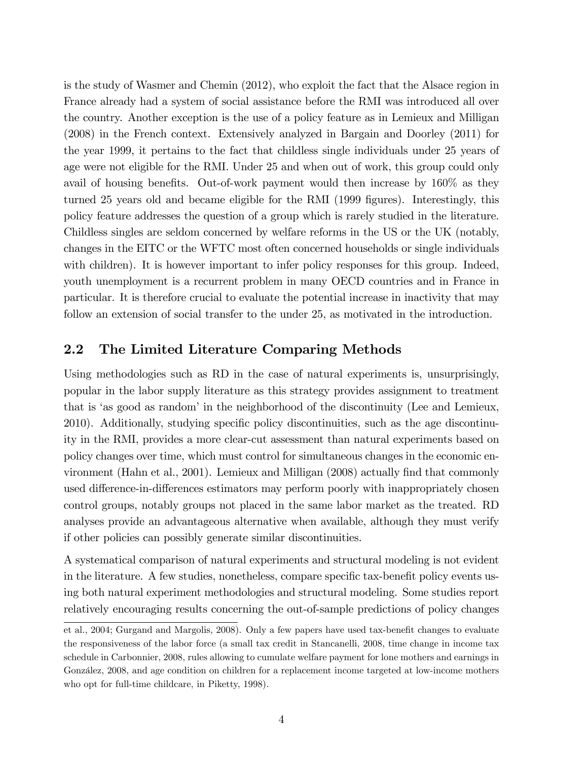is the study of Wasmer and Chemin (2012), who exploit the fact that the Alsace region in France already had a system of social assistance before the RMI was introduced all over the country. Another exception is the use of a policy feature as in Lemieux and Milligan (2008) in the French context. Extensively analyzed in Bargain and Doorley (2011) for the year 1999, it pertains to the fact that childless single individuals under 25 years of age were not eligible for the RMI. Under 25 and when out of work, this group could only avail of housing benefits. Out-of-work payment would then increase by 160% as they turned 25 years old and became eligible for the RMI (1999 figures). Interestingly, this policy feature addresses the question of a group which is rarely studied in the literature. Childless singles are seldom concerned by welfare reforms in the US or the UK (notably, changes in the EITC or the WFTC most often concerned households or single individuals with children). It is however important to infer policy responses for this group. Indeed, youth unemployment is a recurrent problem in many OECD countries and in France in particular. It is therefore crucial to evaluate the potential increase in inactivity that may follow an extension of social transfer to the under 25, as motivated in the introduction.

## 2.2 The Limited Literature Comparing Methods

Using methodologies such as RD in the case of natural experiments is, unsurprisingly, popular in the labor supply literature as this strategy provides assignment to treatment that is 'as good as random' in the neighborhood of the discontinuity (Lee and Lemieux, 2010). Additionally, studying specific policy discontinuities, such as the age discontinuity in the RMI, provides a more clear-cut assessment than natural experiments based on policy changes over time, which must control for simultaneous changes in the economic environment (Hahn et al., 2001). Lemieux and Milligan (2008) actually find that commonly used difference-in-differences estimators may perform poorly with inappropriately chosen control groups, notably groups not placed in the same labor market as the treated. RD analyses provide an advantageous alternative when available, although they must verify if other policies can possibly generate similar discontinuities.

A systematical comparison of natural experiments and structural modeling is not evident in the literature. A few studies, nonetheless, compare specific tax-benefit policy events using both natural experiment methodologies and structural modeling. Some studies report relatively encouraging results concerning the out-of-sample predictions of policy changes

et al., 2004; Gurgand and Margolis, 2008). Only a few papers have used tax-benefit changes to evaluate the responsiveness of the labor force (a small tax credit in Stancanelli, 2008, time change in income tax schedule in Carbonnier, 2008, rules allowing to cumulate welfare payment for lone mothers and earnings in González, 2008, and age condition on children for a replacement income targeted at low-income mothers who opt for full-time childcare, in Piketty, 1998).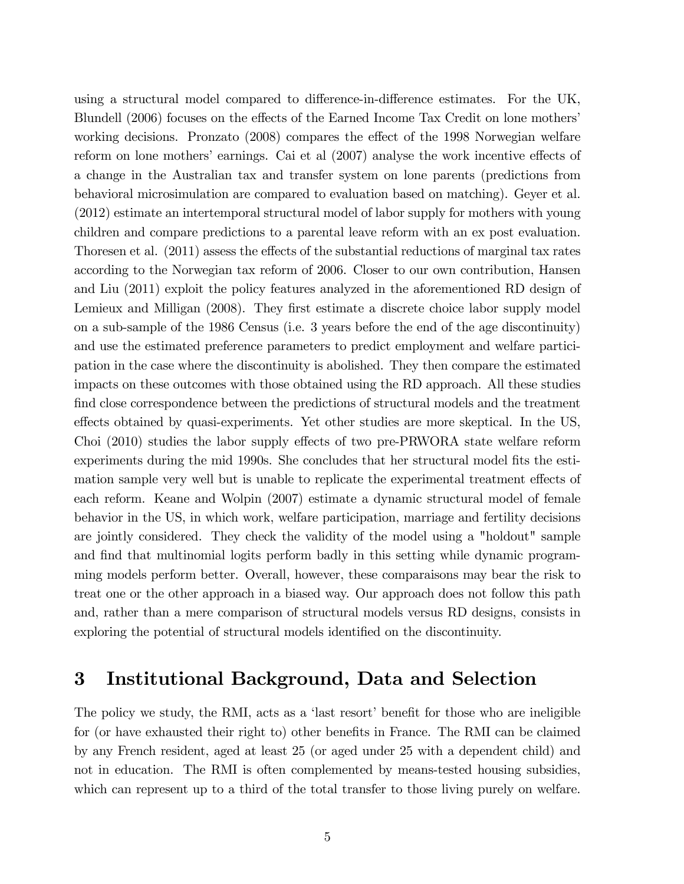using a structural model compared to difference-in-difference estimates. For the UK, Blundell (2006) focuses on the effects of the Earned Income Tax Credit on lone mothers' working decisions. Pronzato (2008) compares the effect of the 1998 Norwegian welfare reform on lone mothers' earnings. Cai et al (2007) analyse the work incentive effects of a change in the Australian tax and transfer system on lone parents (predictions from behavioral microsimulation are compared to evaluation based on matching). Geyer et al. (2012) estimate an intertemporal structural model of labor supply for mothers with young children and compare predictions to a parental leave reform with an ex post evaluation. Thoresen et al. (2011) assess the effects of the substantial reductions of marginal tax rates according to the Norwegian tax reform of 2006. Closer to our own contribution, Hansen and Liu (2011) exploit the policy features analyzed in the aforementioned RD design of Lemieux and Milligan (2008). They first estimate a discrete choice labor supply model on a sub-sample of the 1986 Census (i.e. 3 years before the end of the age discontinuity) and use the estimated preference parameters to predict employment and welfare participation in the case where the discontinuity is abolished. They then compare the estimated impacts on these outcomes with those obtained using the RD approach. All these studies find close correspondence between the predictions of structural models and the treatment effects obtained by quasi-experiments. Yet other studies are more skeptical. In the US, Choi (2010) studies the labor supply effects of two pre-PRWORA state welfare reform experiments during the mid 1990s. She concludes that her structural model fits the estimation sample very well but is unable to replicate the experimental treatment effects of each reform. Keane and Wolpin (2007) estimate a dynamic structural model of female behavior in the US, in which work, welfare participation, marriage and fertility decisions are jointly considered. They check the validity of the model using a "holdout" sample and find that multinomial logits perform badly in this setting while dynamic programming models perform better. Overall, however, these comparaisons may bear the risk to treat one or the other approach in a biased way. Our approach does not follow this path and, rather than a mere comparison of structural models versus RD designs, consists in exploring the potential of structural models identified on the discontinuity.

# 3 Institutional Background, Data and Selection

The policy we study, the RMI, acts as a 'last resort' benefit for those who are ineligible for (or have exhausted their right to) other benefits in France. The RMI can be claimed by any French resident, aged at least 25 (or aged under 25 with a dependent child) and not in education. The RMI is often complemented by means-tested housing subsidies, which can represent up to a third of the total transfer to those living purely on welfare.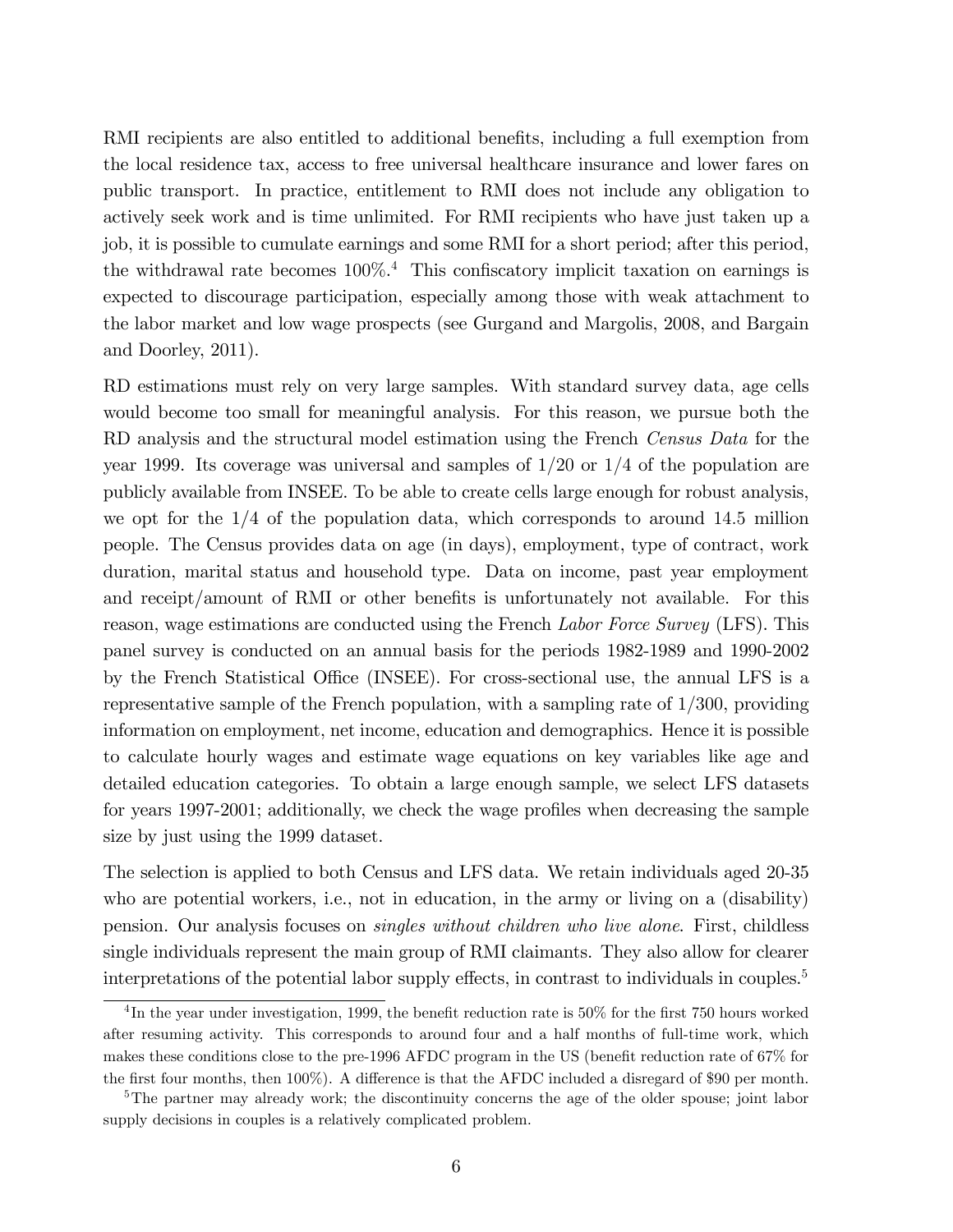RMI recipients are also entitled to additional benefits, including a full exemption from the local residence tax, access to free universal healthcare insurance and lower fares on public transport. In practice, entitlement to RMI does not include any obligation to actively seek work and is time unlimited. For RMI recipients who have just taken up a job, it is possible to cumulate earnings and some RMI for a short period; after this period, the withdrawal rate becomes 100%.[4] This confiscatory implicit taxation on earnings is expected to discourage participation, especially among those with weak attachment to the labor market and low wage prospects (see Gurgand and Margolis, 2008, and Bargain and Doorley, 2011).

RD estimations must rely on very large samples. With standard survey data, age cells would become too small for meaningful analysis. For this reason, we pursue both the RD analysis and the structural model estimation using the French *Census Data* for the year 1999. Its coverage was universal and samples of 1/20 or 1/4 of the population are publicly available from INSEE. To be able to create cells large enough for robust analysis, we opt for the 1/4 of the population data, which corresponds to around 14.5 million people. The Census provides data on age (in days), employment, type of contract, work duration, marital status and household type. Data on income, past year employment and receipt/amount of RMI or other benefits is unfortunately not available. For this reason, wage estimations are conducted using the French *Labor Force Survey* (LFS). This panel survey is conducted on an annual basis for the periods 1982-1989 and 1990-2002 by the French Statistical Office (INSEE). For cross-sectional use, the annual LFS is a representative sample of the French population, with a sampling rate of 1/300, providing information on employment, net income, education and demographics. Hence it is possible to calculate hourly wages and estimate wage equations on key variables like age and detailed education categories. To obtain a large enough sample, we select LFS datasets for years 1997-2001; additionally, we check the wage profiles when decreasing the sample size by just using the 1999 dataset.

The selection is applied to both Census and LFS data. We retain individuals aged 20-35 who are potential workers, i.e., not in education, in the army or living on a (disability) pension. Our analysis focuses on *singles without children who live alone*. First, childless single individuals represent the main group of RMI claimants. They also allow for clearer interpretations of the potential labor supply effects, in contrast to individuals in couples.[5]

[4] In the year under investigation, 1999, the benefit reduction rate is 50% for the first 750 hours worked after resuming activity. This corresponds to around four and a half months of full-time work, which makes these conditions close to the pre-1996 AFDC program in the US (benefit reduction rate of 67% for the first four months, then 100%). A difference is that the AFDC included a disregard of $90 per month.

[5] The partner may already work; the discontinuity concerns the age of the older spouse; joint labor supply decisions in couples is a relatively complicated problem.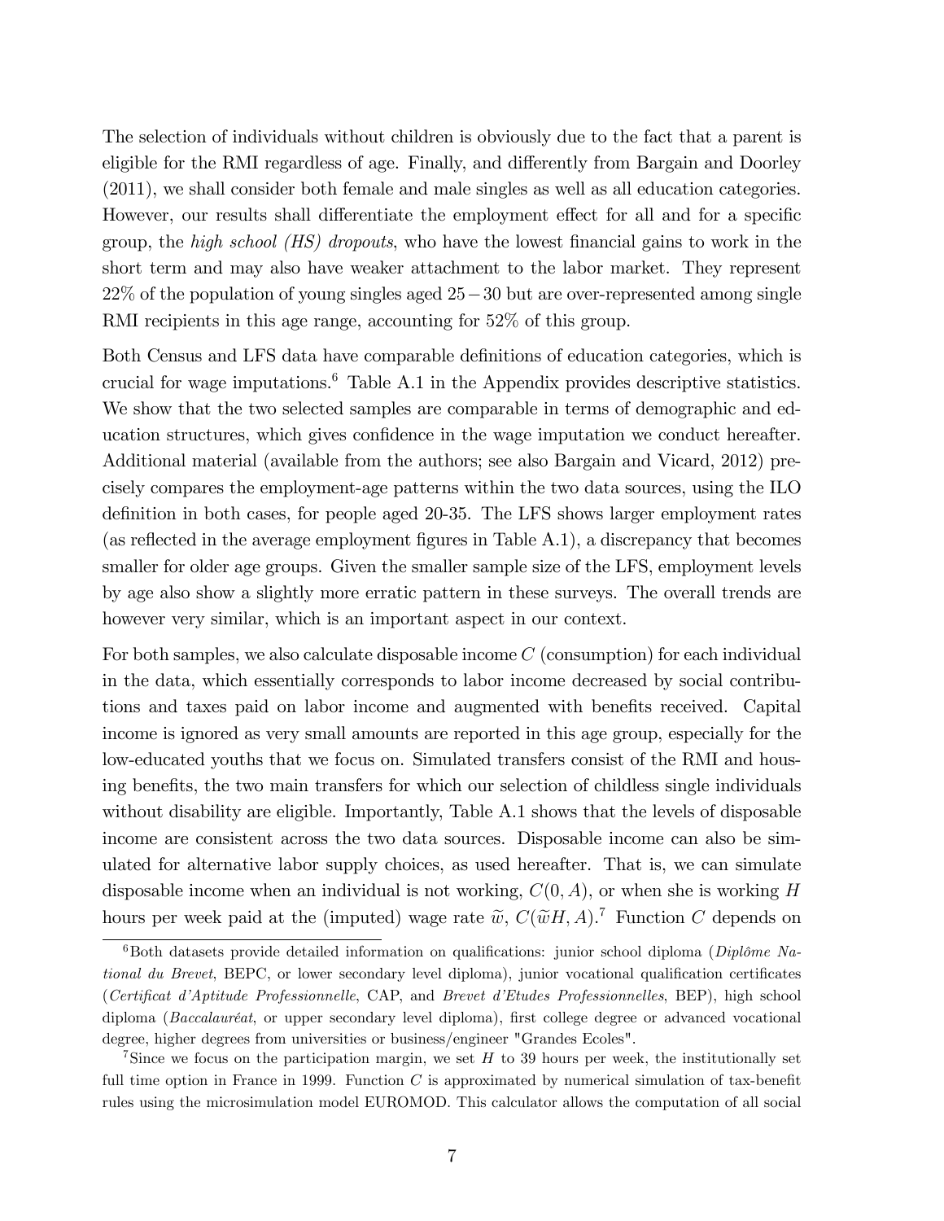The selection of individuals without children is obviously due to the fact that a parent is eligible for the RMI regardless of age. Finally, and differently from Bargain and Doorley (2011), we shall consider both female and male singles as well as all education categories. However, our results shall differentiate the employment effect for all and for a specific group, the *high school (HS) dropouts*, who have the lowest financial gains to work in the short term and may also have weaker attachment to the labor market. They represent 22% of the population of young singles aged $25-30$ but are over-represented among single RMI recipients in this age range, accounting for 52% of this group.

Both Census and LFS data have comparable definitions of education categories, which is crucial for wage imputations.[6] Table A.1 in the Appendix provides descriptive statistics. We show that the two selected samples are comparable in terms of demographic and education structures, which gives confidence in the wage imputation we conduct hereafter. Additional material (available from the authors; see also Bargain and Vicard, 2012) precisely compares the employment-age patterns within the two data sources, using the ILO definition in both cases, for people aged 20-35. The LFS shows larger employment rates (as reflected in the average employment figures in Table A.1), a discrepancy that becomes smaller for older age groups. Given the smaller sample size of the LFS, employment levels by age also show a slightly more erratic pattern in these surveys. The overall trends are however very similar, which is an important aspect in our context.

For both samples, we also calculate disposable income $C$ (consumption) for each individual in the data, which essentially corresponds to labor income decreased by social contributions and taxes paid on labor income and augmented with benefits received. Capital income is ignored as very small amounts are reported in this age group, especially for the low-educated youths that we focus on. Simulated transfers consist of the RMI and housing benefits, the two main transfers for which our selection of childless single individuals without disability are eligible. Importantly, Table A.1 shows that the levels of disposable income are consistent across the two data sources. Disposable income can also be simulated for alternative labor supply choices, as used hereafter. That is, we can simulate disposable income when an individual is not working, $C(0, A)$, or when she is working $H$ hours per week paid at the (imputed) wage rate $\widetilde{w}$, $C(\widetilde{w}H, A)$.[7] Function $C$ depends on

[6] Both datasets provide detailed information on qualifications: junior school diploma (*Diplôme National du Brevet*, BEPC, or lower secondary level diploma), junior vocational qualification certificates (*Certificat d'Aptitude Professionnelle*, CAP, and *Brevet d'Etudes Professionnelles*, BEP), high school diploma (*Baccalauréat*, or upper secondary level diploma), first college degree or advanced vocational degree, higher degrees from universities or business/engineer "Grandes Ecoles".

[7] Since we focus on the participation margin, we set $H$ to 39 hours per week, the institutionally set full time option in France in 1999. Function $C$ is approximated by numerical simulation of tax-benefit rules using the microsimulation model EUROMOD. This calculator allows the computation of all social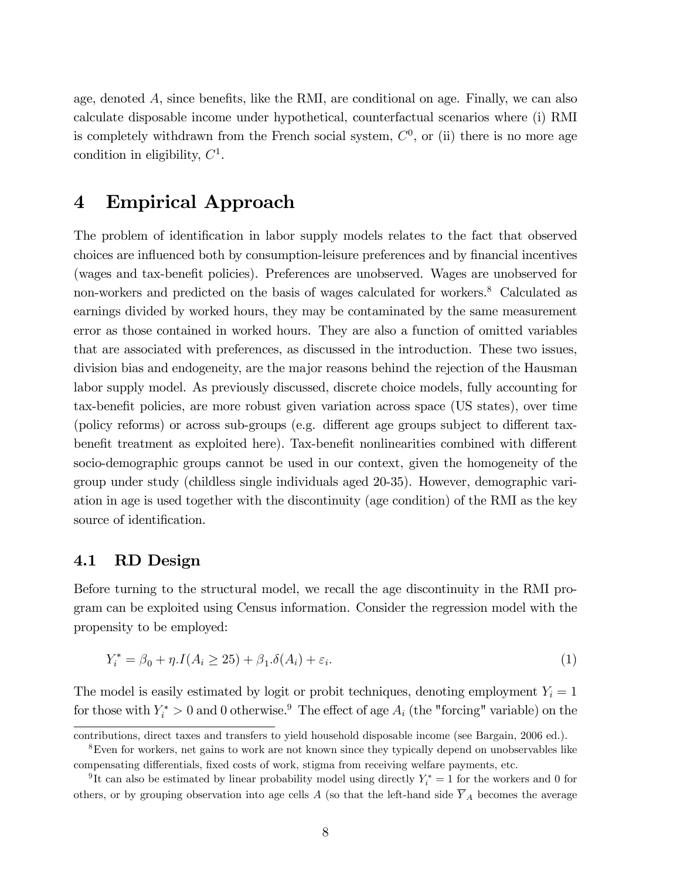age, denoted $A$, since benefits, like the RMI, are conditional on age. Finally, we can also calculate disposable income under hypothetical, counterfactual scenarios where (i) RMI is completely withdrawn from the French social system, $C^0$, or (ii) there is no more age condition in eligibility, $C^1$.

# 4 Empirical Approach

The problem of identification in labor supply models relates to the fact that observed choices are influenced both by consumption-leisure preferences and by financial incentives (wages and tax-benefit policies). Preferences are unobserved. Wages are unobserved for non-workers and predicted on the basis of wages calculated for workers.[8] Calculated as earnings divided by worked hours, they may be contaminated by the same measurement error as those contained in worked hours. They are also a function of omitted variables that are associated with preferences, as discussed in the introduction. These two issues, division bias and endogeneity, are the major reasons behind the rejection of the Hausman labor supply model. As previously discussed, discrete choice models, fully accounting for tax-benefit policies, are more robust given variation across space (US states), over time (policy reforms) or across sub-groups (e.g. different age groups subject to different tax-benefit treatment as exploited here). Tax-benefit nonlinearities combined with different socio-demographic groups cannot be used in our context, given the homogeneity of the group under study (childless single individuals aged 20-35). However, demographic variation in age is used together with the discontinuity (age condition) of the RMI as the key source of identification.

## 4.1 RD Design

Before turning to the structural model, we recall the age discontinuity in the RMI program can be exploited using Census information. Consider the regression model with the propensity to be employed:

$$Y_i^* = \beta_0 + \eta . I(A_i \geq 25) + \beta_1 . \delta(A_i) + \varepsilon_i. \tag{1}$$

The model is easily estimated by logit or probit techniques, denoting employment $Y_i = 1$ for those with $Y_i^* > 0$ and 0 otherwise.[9] The effect of age $A_i$ (the "forcing" variable) on the

---

contributions, direct taxes and transfers to yield household disposable income (see Bargain, 2006 ed.).

[8] Even for workers, net gains to work are not known since they typically depend on unobservables like compensating differentials, fixed costs of work, stigma from receiving welfare payments, etc.

[9] It can also be estimated by linear probability model using directly $Y_i^* = 1$ for the workers and 0 for others, or by grouping observation into age cells $A$ (so that the left-hand side $\overline{Y}_A$ becomes the average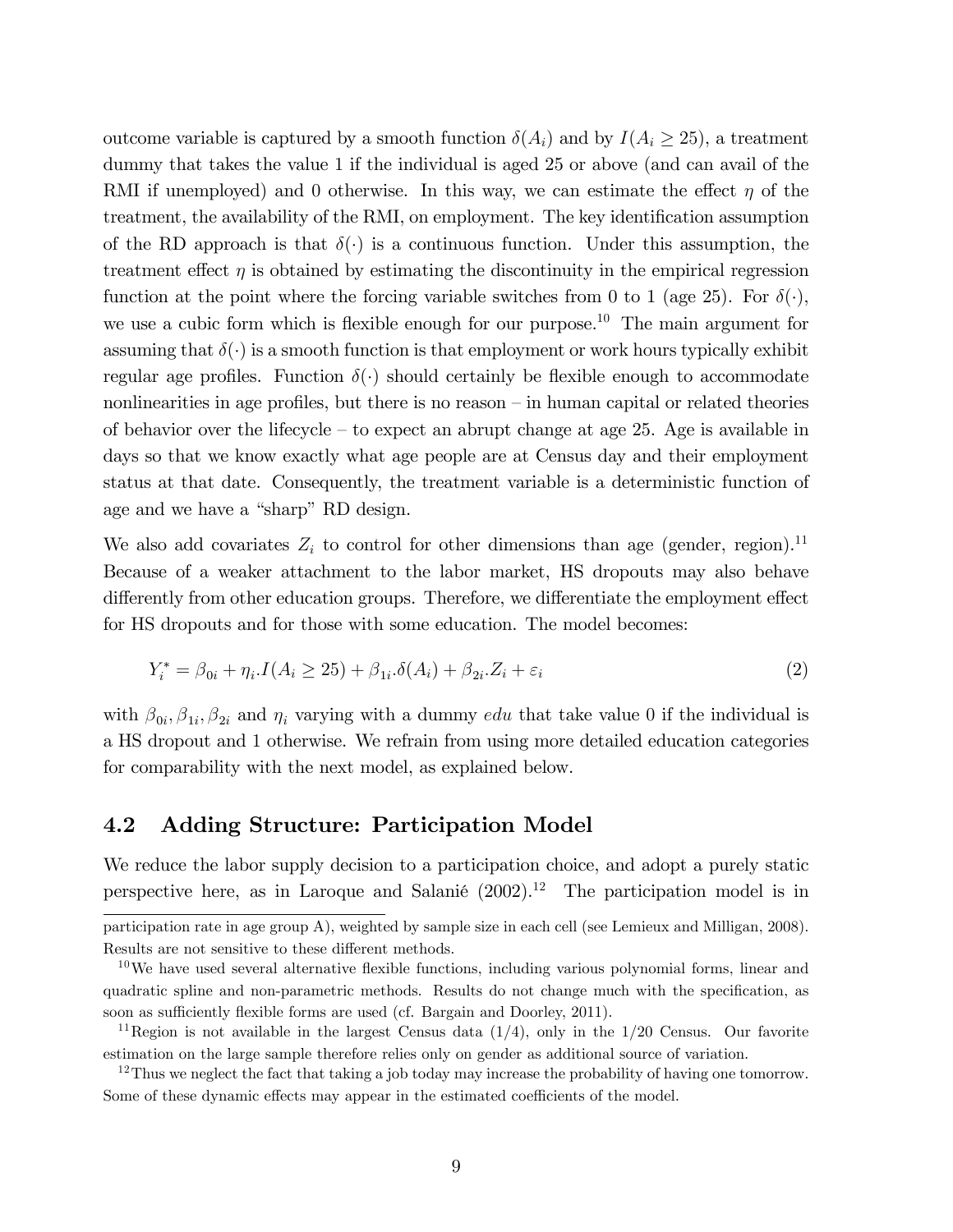outcome variable is captured by a smooth function $\delta(A_i)$ and by $I(A_i \geq 25)$, a treatment dummy that takes the value 1 if the individual is aged 25 or above (and can avail of the RMI if unemployed) and 0 otherwise. In this way, we can estimate the effect $\eta$ of the treatment, the availability of the RMI, on employment. The key identification assumption of the RD approach is that $\delta(\cdot)$ is a continuous function. Under this assumption, the treatment effect $\eta$ is obtained by estimating the discontinuity in the empirical regression function at the point where the forcing variable switches from 0 to 1 (age 25). For $\delta(\cdot)$, we use a cubic form which is flexible enough for our purpose.[10] The main argument for assuming that $\delta(\cdot)$ is a smooth function is that employment or work hours typically exhibit regular age profiles. Function $\delta(\cdot)$ should certainly be flexible enough to accommodate nonlinearities in age profiles, but there is no reason – in human capital or related theories of behavior over the lifecycle – to expect an abrupt change at age 25. Age is available in days so that we know exactly what age people are at Census day and their employment status at that date. Consequently, the treatment variable is a deterministic function of age and we have a "sharp" RD design.

We also add covariates $Z_i$ to control for other dimensions than age (gender, region).[11] Because of a weaker attachment to the labor market, HS dropouts may also behave differently from other education groups. Therefore, we differentiate the employment effect for HS dropouts and for those with some education. The model becomes:

$$Y_i^* = \beta_{0i} + \eta_i . I(A_i \geq 25) + \beta_{1i} . \delta(A_i) + \beta_{2i} . Z_i + \varepsilon_i \tag{2}$$

with $\beta_{0i}, \beta_{1i}, \beta_{2i}$ and $\eta_i$ varying with a dummy $edu$ that take value 0 if the individual is a HS dropout and 1 otherwise. We refrain from using more detailed education categories for comparability with the next model, as explained below.

## 4.2 Adding Structure: Participation Model

We reduce the labor supply decision to a participation choice, and adopt a purely static perspective here, as in Laroque and Salanié (2002).[12] The participation model is in

participation rate in age group A), weighted by sample size in each cell (see Lemieux and Milligan, 2008). Results are not sensitive to these different methods.

[10] We have used several alternative flexible functions, including various polynomial forms, linear and quadratic spline and non-parametric methods. Results do not change much with the specification, as soon as sufficiently flexible forms are used (cf. Bargain and Doorley, 2011).

[11] Region is not available in the largest Census data (1/4), only in the 1/20 Census. Our favorite estimation on the large sample therefore relies only on gender as additional source of variation.

[12] Thus we neglect the fact that taking a job today may increase the probability of having one tomorrow. Some of these dynamic effects may appear in the estimated coefficients of the model.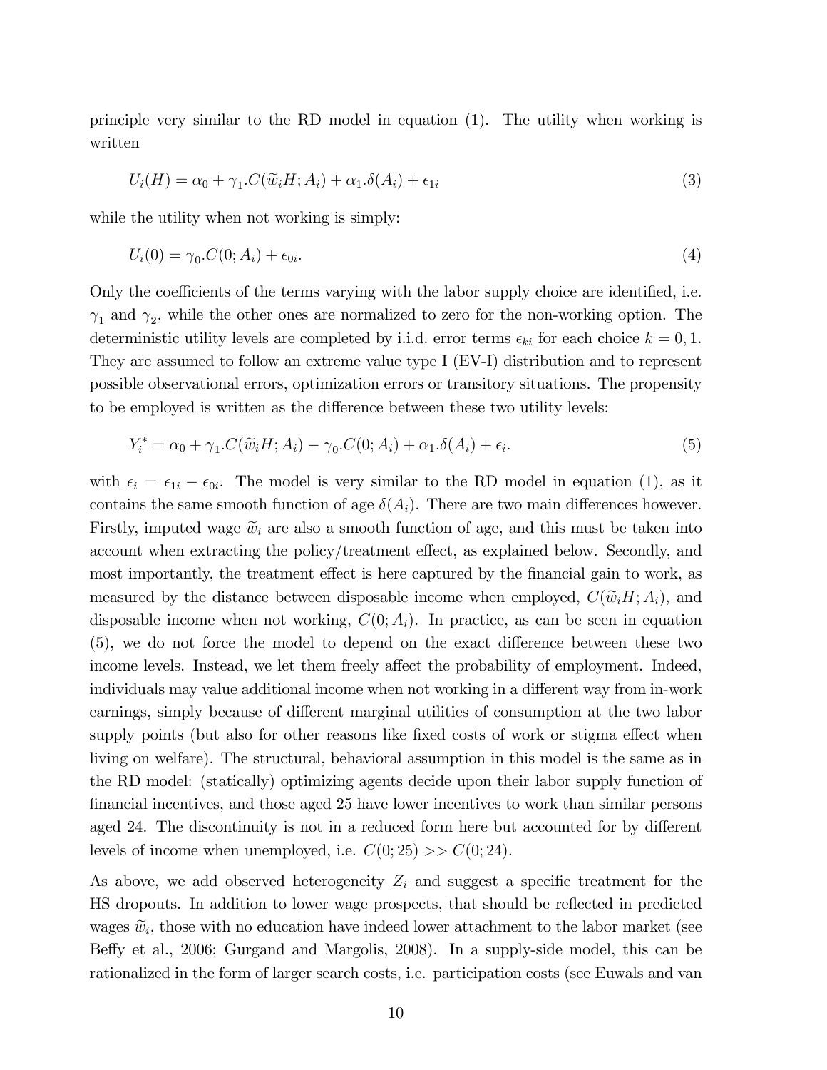principle very similar to the RD model in equation (1). The utility when working is written

$$U_i(H) = \alpha_0 + \gamma_1.C(\widetilde{w}_i H; A_i) + \alpha_1.\delta(A_i) + \epsilon_{1i} \tag{3}$$

while the utility when not working is simply:

$$U_i(0) = \gamma_0.C(0; A_i) + \epsilon_{0i}. \tag{4}$$

Only the coefficients of the terms varying with the labor supply choice are identified, i.e. $\gamma_1$ and $\gamma_2$, while the other ones are normalized to zero for the non-working option. The deterministic utility levels are completed by i.i.d. error terms $\epsilon_{ki}$ for each choice $k = 0, 1$. They are assumed to follow an extreme value type I (EV-I) distribution and to represent possible observational errors, optimization errors or transitory situations. The propensity to be employed is written as the difference between these two utility levels:

$$Y_i^* = \alpha_0 + \gamma_1.C(\widetilde{w}_i H; A_i) - \gamma_0.C(0; A_i) + \alpha_1.\delta(A_i) + \epsilon_i. \tag{5}$$

with $\epsilon_i = \epsilon_{1i} - \epsilon_{0i}$. The model is very similar to the RD model in equation (1), as it contains the same smooth function of age $\delta(A_i)$. There are two main differences however. Firstly, imputed wage $\widetilde{w}_i$ are also a smooth function of age, and this must be taken into account when extracting the policy/treatment effect, as explained below. Secondly, and most importantly, the treatment effect is here captured by the financial gain to work, as measured by the distance between disposable income when employed, $C(\widetilde{w}_i H; A_i)$, and disposable income when not working, $C(0; A_i)$. In practice, as can be seen in equation (5), we do not force the model to depend on the exact difference between these two income levels. Instead, we let them freely affect the probability of employment. Indeed, individuals may value additional income when not working in a different way from in-work earnings, simply because of different marginal utilities of consumption at the two labor supply points (but also for other reasons like fixed costs of work or stigma effect when living on welfare). The structural, behavioral assumption in this model is the same as in the RD model: (statically) optimizing agents decide upon their labor supply function of financial incentives, and those aged 25 have lower incentives to work than similar persons aged 24. The discontinuity is not in a reduced form here but accounted for by different levels of income when unemployed, i.e. $C(0; 25) >> C(0; 24)$.

As above, we add observed heterogeneity $Z_i$ and suggest a specific treatment for the HS dropouts. In addition to lower wage prospects, that should be reflected in predicted wages $\widetilde{w}_i$, those with no education have indeed lower attachment to the labor market (see Beffy et al., 2006; Gurgand and Margolis, 2008). In a supply-side model, this can be rationalized in the form of larger search costs, i.e. participation costs (see Euwals and van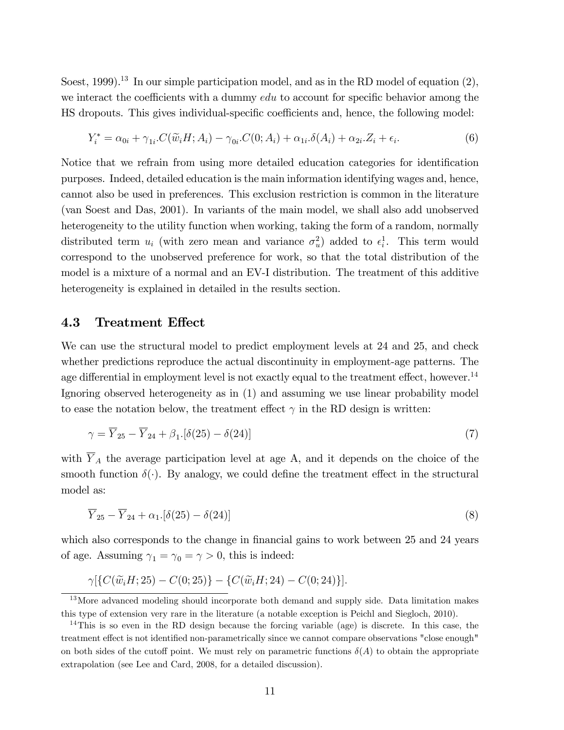Soest, 1999).[13] In our simple participation model, and as in the RD model of equation (2), we interact the coefficients with a dummy $edu$ to account for specific behavior among the HS dropouts. This gives individual-specific coefficients and, hence, the following model:

$$Y_i^* = \alpha_{0i} + \gamma_{1i}.C(\widetilde{w}_i H; A_i) - \gamma_{0i}.C(0; A_i) + \alpha_{1i}.\delta(A_i) + \alpha_{2i}.Z_i + \epsilon_i. \tag{6}$$

Notice that we refrain from using more detailed education categories for identification purposes. Indeed, detailed education is the main information identifying wages and, hence, cannot also be used in preferences. This exclusion restriction is common in the literature (van Soest and Das, 2001). In variants of the main model, we shall also add unobserved heterogeneity to the utility function when working, taking the form of a random, normally distributed term $u_i$ (with zero mean and variance $\sigma_u^2$) added to $\epsilon_i^1$. This term would correspond to the unobserved preference for work, so that the total distribution of the model is a mixture of a normal and an EV-I distribution. The treatment of this additive heterogeneity is explained in detailed in the results section.

### 4.3 Treatment Effect

We can use the structural model to predict employment levels at 24 and 25, and check whether predictions reproduce the actual discontinuity in employment-age patterns. The age differential in employment level is not exactly equal to the treatment effect, however.[14] Ignoring observed heterogeneity as in (1) and assuming we use linear probability model to ease the notation below, the treatment effect $\gamma$ in the RD design is written:

$$\gamma = \overline{Y}_{25} - \overline{Y}_{24} + \beta_1.[\delta(25) - \delta(24)] \tag{7}$$

with $\overline{Y}_A$ the average participation level at age A, and it depends on the choice of the smooth function $\delta(\cdot)$. By analogy, we could define the treatment effect in the structural model as:

$$\overline{Y}_{25} - \overline{Y}_{24} + \alpha_1.[\delta(25) - \delta(24)] \tag{8}$$

which also corresponds to the change in financial gains to work between 25 and 24 years of age. Assuming $\gamma_1 = \gamma_0 = \gamma > 0$, this is indeed:

$$\gamma[\{C(\widetilde{w}_i H; 25) - C(0; 25)\} - \{C(\widetilde{w}_i H; 24) - C(0; 24)\}].$$

[13] More advanced modeling should incorporate both demand and supply side. Data limitation makes this type of extension very rare in the literature (a notable exception is Peichl and Siegloch, 2010).

[14] This is so even in the RD design because the forcing variable (age) is discrete. In this case, the treatment effect is not identified non-parametrically since we cannot compare observations "close enough" on both sides of the cutoff point. We must rely on parametric functions $\delta(A)$ to obtain the appropriate extrapolation (see Lee and Card, 2008, for a detailed discussion).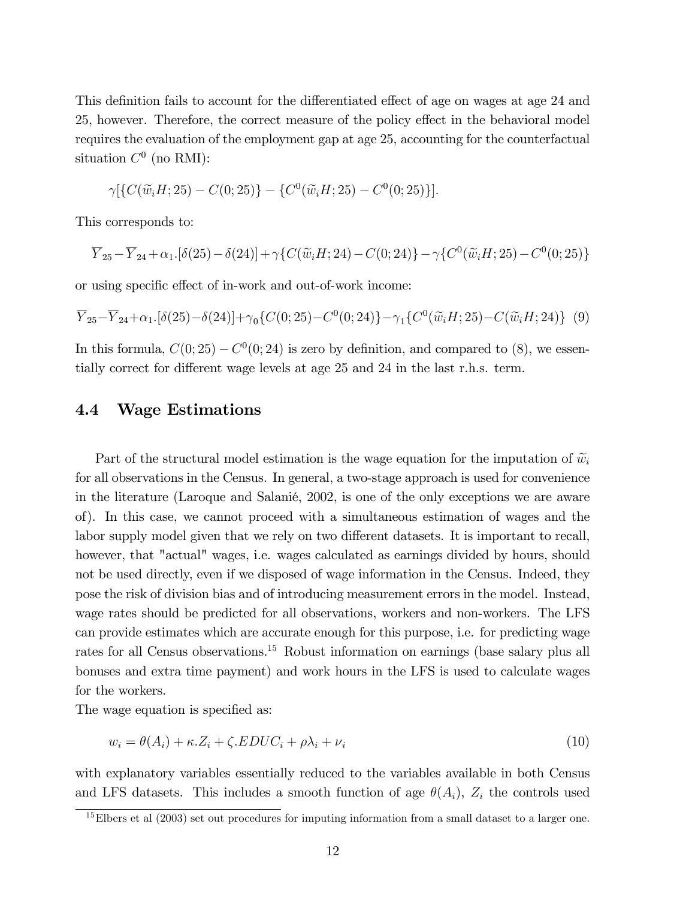This definition fails to account for the differentiated effect of age on wages at age 24 and 25, however. Therefore, the correct measure of the policy effect in the behavioral model requires the evaluation of the employment gap at age 25, accounting for the counterfactual situation $C^0$ (no RMI):

$$\gamma[\{C(\widetilde{w}_i H; 25) - C(0; 25)\} - \{C^0(\widetilde{w}_i H; 25) - C^0(0; 25)\}].$$

This corresponds to:

$$\overline{Y}_{25} - \overline{Y}_{24} + \alpha_1.[\delta(25) - \delta(24)] + \gamma\{C(\widetilde{w}_i H; 24) - C(0; 24)\} - \gamma\{C^0(\widetilde{w}_i H; 25) - C^0(0; 25)\}$$

or using specific effect of in-work and out-of-work income:

$$\overline{Y}_{25} - \overline{Y}_{24} + \alpha_1.[\delta(25) - \delta(24)] + \gamma_0\{C(0; 25) - C^0(0; 24)\} - \gamma_1\{C^0(\widetilde{w}_i H; 25) - C(\widetilde{w}_i H; 24)\} \quad (9)$$

In this formula, $C(0; 25) - C^0(0; 24)$ is zero by definition, and compared to (8), we essentially correct for different wage levels at age 25 and 24 in the last r.h.s. term.

## 4.4 Wage Estimations

Part of the structural model estimation is the wage equation for the imputation of $\widetilde{w}_i$ for all observations in the Census. In general, a two-stage approach is used for convenience in the literature (Laroque and Salanié, 2002, is one of the only exceptions we are aware of). In this case, we cannot proceed with a simultaneous estimation of wages and the labor supply model given that we rely on two different datasets. It is important to recall, however, that "actual" wages, i.e. wages calculated as earnings divided by hours, should not be used directly, even if we disposed of wage information in the Census. Indeed, they pose the risk of division bias and of introducing measurement errors in the model. Instead, wage rates should be predicted for all observations, workers and non-workers. The LFS can provide estimates which are accurate enough for this purpose, i.e. for predicting wage rates for all Census observations.[15] Robust information on earnings (base salary plus all bonuses and extra time payment) and work hours in the LFS is used to calculate wages for the workers.

The wage equation is specified as:

$$w_i = \theta(A_i) + \kappa.Z_i + \zeta.EDUC_i + \rho\lambda_i + \nu_i \quad (10)$$

with explanatory variables essentially reduced to the variables available in both Census and LFS datasets. This includes a smooth function of age $\theta(A_i)$, $Z_i$ the controls used

[15] Elbers et al (2003) set out procedures for imputing information from a small dataset to a larger one.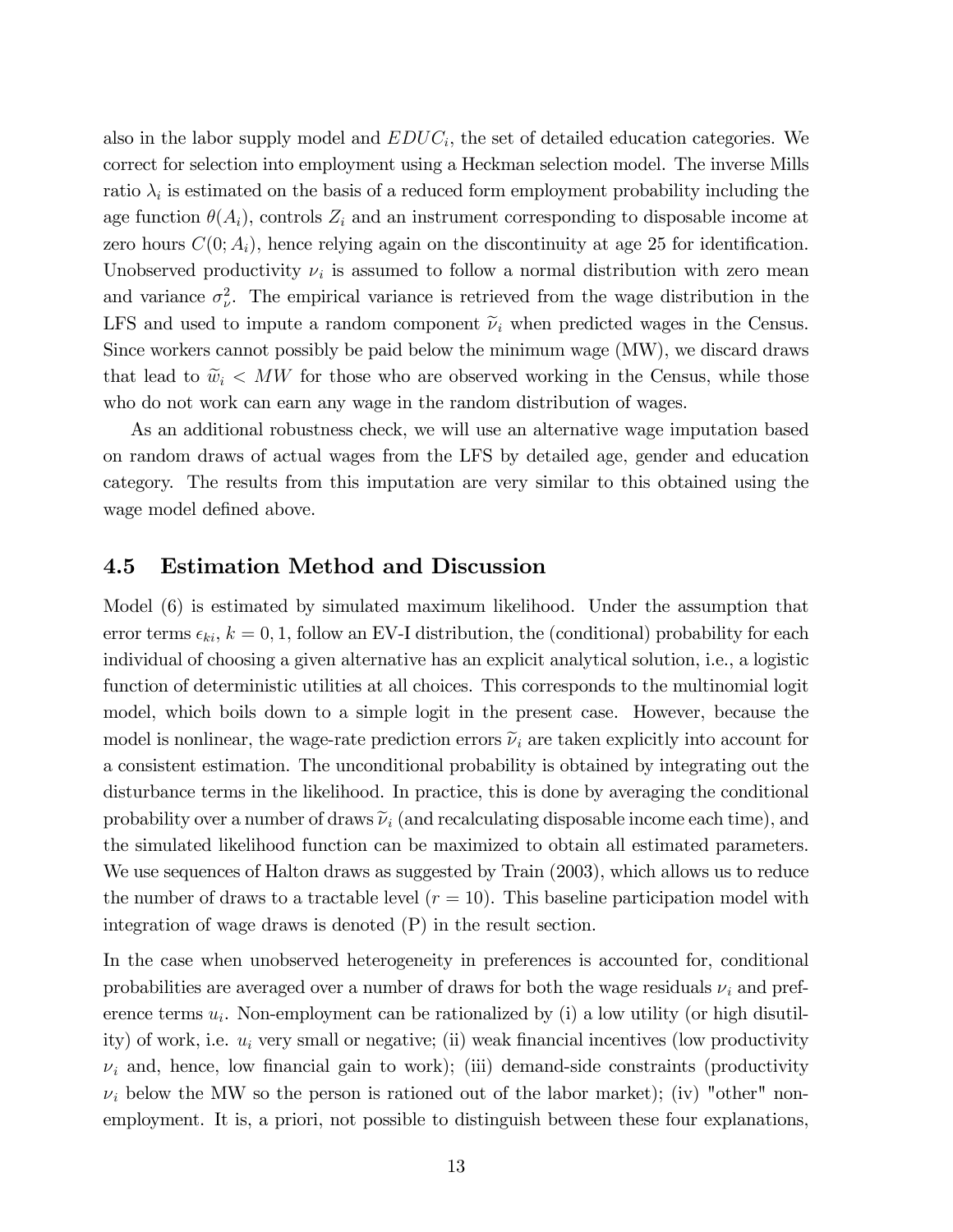also in the labor supply model and $EDUC_i$, the set of detailed education categories. We correct for selection into employment using a Heckman selection model. The inverse Mills ratio $\lambda_i$ is estimated on the basis of a reduced form employment probability including the age function $\theta(A_i)$, controls $Z_i$ and an instrument corresponding to disposable income at zero hours $C(0; A_i)$, hence relying again on the discontinuity at age 25 for identification. Unobserved productivity $\nu_i$ is assumed to follow a normal distribution with zero mean and variance $\sigma_\nu^2$. The empirical variance is retrieved from the wage distribution in the LFS and used to impute a random component $\widetilde{\nu}_i$ when predicted wages in the Census. Since workers cannot possibly be paid below the minimum wage (MW), we discard draws that lead to $\widetilde{w}_i < MW$ for those who are observed working in the Census, while those who do not work can earn any wage in the random distribution of wages.

As an additional robustness check, we will use an alternative wage imputation based on random draws of actual wages from the LFS by detailed age, gender and education category. The results from this imputation are very similar to this obtained using the wage model defined above.

## 4.5 Estimation Method and Discussion

Model (6) is estimated by simulated maximum likelihood. Under the assumption that error terms $\epsilon_{ki}$, $k = 0, 1$, follow an EV-I distribution, the (conditional) probability for each individual of choosing a given alternative has an explicit analytical solution, i.e., a logistic function of deterministic utilities at all choices. This corresponds to the multinomial logit model, which boils down to a simple logit in the present case. However, because the model is nonlinear, the wage-rate prediction errors $\widetilde{\nu}_i$ are taken explicitly into account for a consistent estimation. The unconditional probability is obtained by integrating out the disturbance terms in the likelihood. In practice, this is done by averaging the conditional probability over a number of draws $\widetilde{\nu}_i$ (and recalculating disposable income each time), and the simulated likelihood function can be maximized to obtain all estimated parameters. We use sequences of Halton draws as suggested by Train (2003), which allows us to reduce the number of draws to a tractable level ($r = 10$). This baseline participation model with integration of wage draws is denoted (P) in the result section.

In the case when unobserved heterogeneity in preferences is accounted for, conditional probabilities are averaged over a number of draws for both the wage residuals $\nu_i$ and preference terms $u_i$. Non-employment can be rationalized by (i) a low utility (or high disutility) of work, i.e. $u_i$ very small or negative; (ii) weak financial incentives (low productivity $\nu_i$ and, hence, low financial gain to work); (iii) demand-side constraints (productivity $\nu_i$ below the MW so the person is rationed out of the labor market); (iv) "other" non-employment. It is, a priori, not possible to distinguish between these four explanations,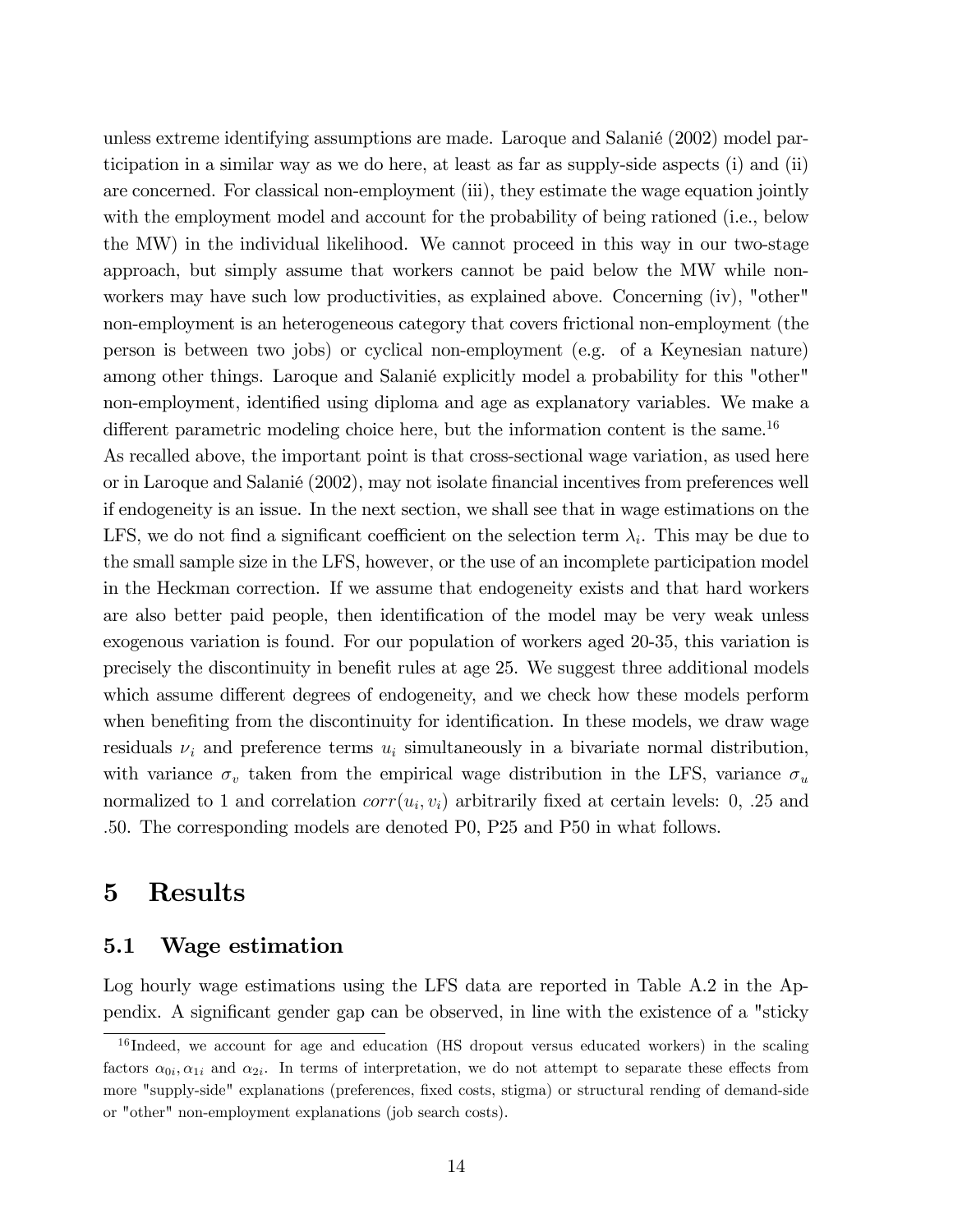unless extreme identifying assumptions are made. Laroque and Salanié (2002) model participation in a similar way as we do here, at least as far as supply-side aspects (i) and (ii) are concerned. For classical non-employment (iii), they estimate the wage equation jointly with the employment model and account for the probability of being rationed (i.e., below the MW) in the individual likelihood. We cannot proceed in this way in our two-stage approach, but simply assume that workers cannot be paid below the MW while non-workers may have such low productivities, as explained above. Concerning (iv), "other" non-employment is an heterogeneous category that covers frictional non-employment (the person is between two jobs) or cyclical non-employment (e.g. of a Keynesian nature) among other things. Laroque and Salanié explicitly model a probability for this "other" non-employment, identified using diploma and age as explanatory variables. We make a different parametric modeling choice here, but the information content is the same.[16]

As recalled above, the important point is that cross-sectional wage variation, as used here or in Laroque and Salanié (2002), may not isolate financial incentives from preferences well if endogeneity is an issue. In the next section, we shall see that in wage estimations on the LFS, we do not find a significant coefficient on the selection term $\lambda_i$. This may be due to the small sample size in the LFS, however, or the use of an incomplete participation model in the Heckman correction. If we assume that endogeneity exists and that hard workers are also better paid people, then identification of the model may be very weak unless exogenous variation is found. For our population of workers aged 20-35, this variation is precisely the discontinuity in benefit rules at age 25. We suggest three additional models which assume different degrees of endogeneity, and we check how these models perform when benefiting from the discontinuity for identification. In these models, we draw wage residuals $\nu_i$ and preference terms $u_i$ simultaneously in a bivariate normal distribution, with variance $\sigma_v$ taken from the empirical wage distribution in the LFS, variance $\sigma_u$ normalized to 1 and correlation $corr(u_i, v_i)$ arbitrarily fixed at certain levels: 0, .25 and .50. The corresponding models are denoted P0, P25 and P50 in what follows.

# 5 Results

## 5.1 Wage estimation

Log hourly wage estimations using the LFS data are reported in Table A.2 in the Appendix. A significant gender gap can be observed, in line with the existence of a "sticky

[16] Indeed, we account for age and education (HS dropout versus educated workers) in the scaling factors $\alpha_{0i}, \alpha_{1i}$ and $\alpha_{2i}$. In terms of interpretation, we do not attempt to separate these effects from more "supply-side" explanations (preferences, fixed costs, stigma) or structural rending of demand-side or "other" non-employment explanations (job search costs).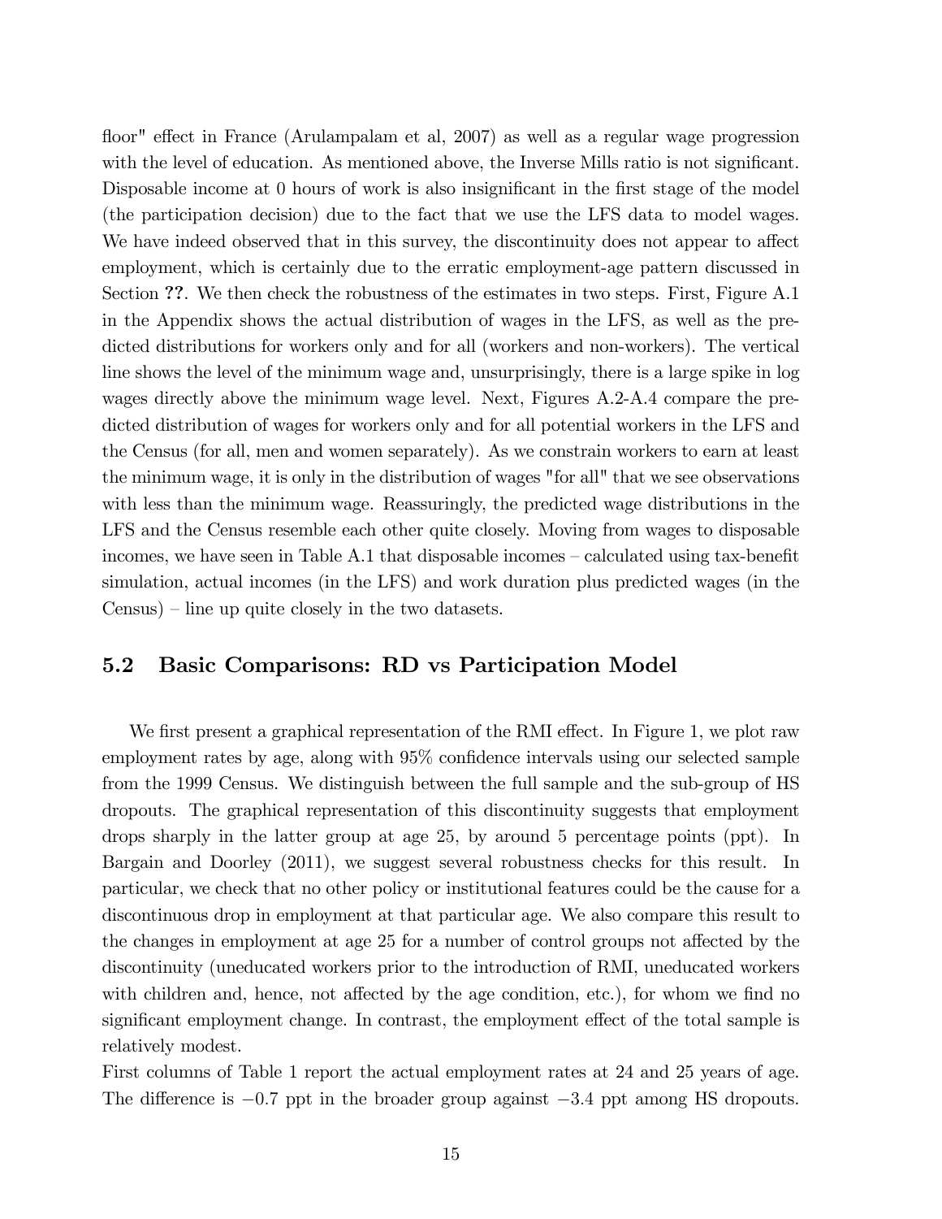floor" effect in France (Arulampalam et al, 2007) as well as a regular wage progression with the level of education. As mentioned above, the Inverse Mills ratio is not significant. Disposable income at 0 hours of work is also insignificant in the first stage of the model (the participation decision) due to the fact that we use the LFS data to model wages. We have indeed observed that in this survey, the discontinuity does not appear to affect employment, which is certainly due to the erratic employment-age pattern discussed in Section **??**. We then check the robustness of the estimates in two steps. First, Figure A.1 in the Appendix shows the actual distribution of wages in the LFS, as well as the predicted distributions for workers only and for all (workers and non-workers). The vertical line shows the level of the minimum wage and, unsurprisingly, there is a large spike in log wages directly above the minimum wage level. Next, Figures A.2-A.4 compare the predicted distribution of wages for workers only and for all potential workers in the LFS and the Census (for all, men and women separately). As we constrain workers to earn at least the minimum wage, it is only in the distribution of wages "for all" that we see observations with less than the minimum wage. Reassuringly, the predicted wage distributions in the LFS and the Census resemble each other quite closely. Moving from wages to disposable incomes, we have seen in Table A.1 that disposable incomes – calculated using tax-benefit simulation, actual incomes (in the LFS) and work duration plus predicted wages (in the Census) – line up quite closely in the two datasets.

## 5.2 Basic Comparisons: RD vs Participation Model

We first present a graphical representation of the RMI effect. In Figure 1, we plot raw employment rates by age, along with 95% confidence intervals using our selected sample from the 1999 Census. We distinguish between the full sample and the sub-group of HS dropouts. The graphical representation of this discontinuity suggests that employment drops sharply in the latter group at age 25, by around 5 percentage points (ppt). In Bargain and Doorley (2011), we suggest several robustness checks for this result. In particular, we check that no other policy or institutional features could be the cause for a discontinuous drop in employment at that particular age. We also compare this result to the changes in employment at age 25 for a number of control groups not affected by the discontinuity (uneducated workers prior to the introduction of RMI, uneducated workers with children and, hence, not affected by the age condition, etc.), for whom we find no significant employment change. In contrast, the employment effect of the total sample is relatively modest.

First columns of Table 1 report the actual employment rates at 24 and 25 years of age. The difference is $-0.7$ ppt in the broader group against $-3.4$ ppt among HS dropouts.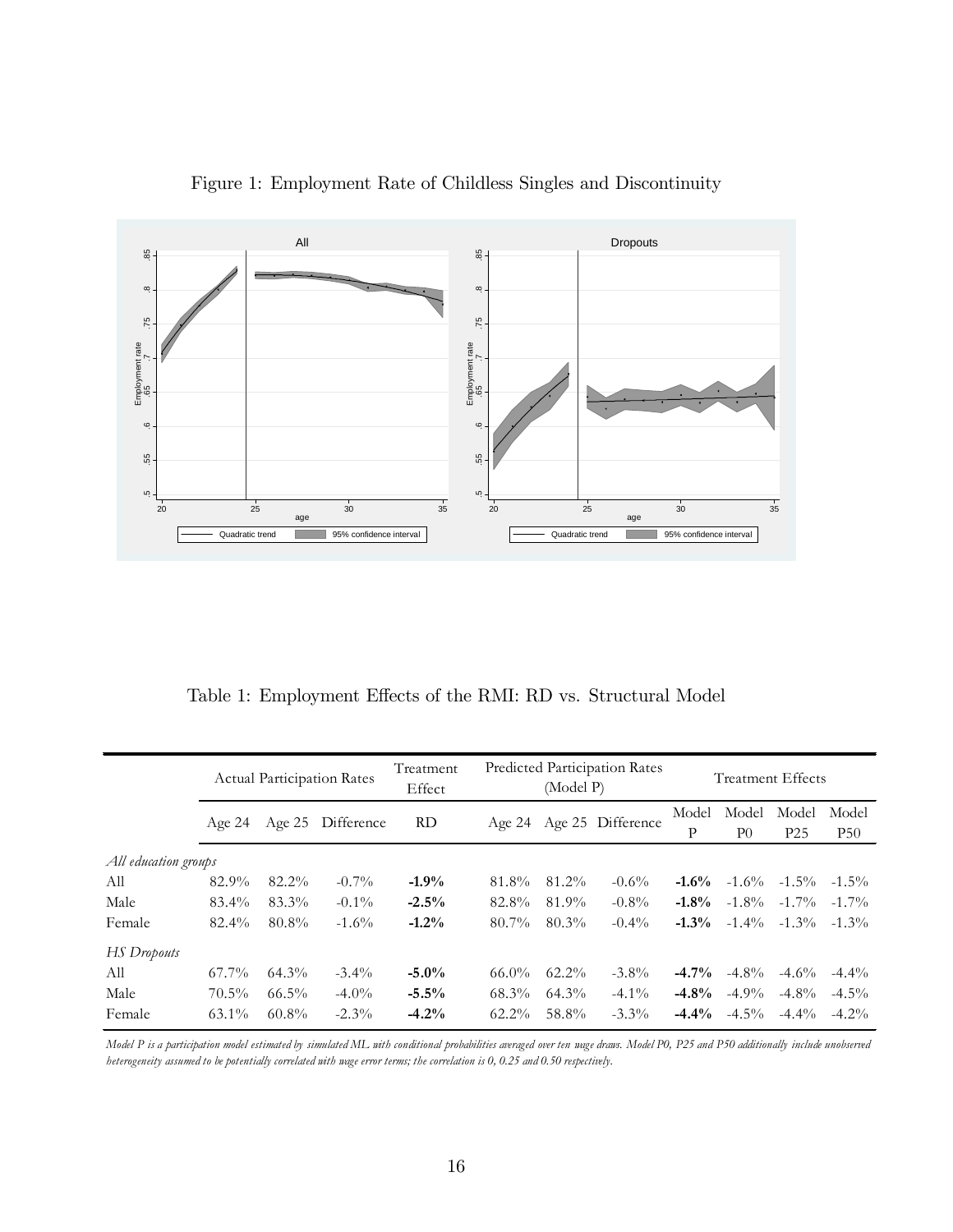Figure 1: Employment Rate of Childless Singles and Discontinuity

Table 1: Employment Effects of the RMI: RD vs. Structural Model

| | Actual Participation Rates | | | Treatment Effect | Predicted Participation Rates (Model P) | | | Treatment Effects | | | |
|---|---|---|---|---|---|---|---|---|---|---|---|
| | Age 24 | Age 25 | Difference | RD | Age 24 | Age 25 | Difference | Model P | Model P0 | Model P25 | Model P50 |
| *All education groups* | | | | | | | | | | | |
| All | 82.9% | 82.2% | -0.7% | **-1.9%** | 81.8% | 81.2% | -0.6% | **-1.6%** | -1.6% | -1.5% | -1.5% |
| Male | 83.4% | 83.3% | -0.1% | **-2.5%** | 82.8% | 81.9% | -0.8% | **-1.8%** | -1.8% | -1.7% | -1.7% |
| Female | 82.4% | 80.8% | -1.6% | **-1.2%** | 80.7% | 80.3% | -0.4% | **-1.3%** | -1.4% | -1.3% | -1.3% |
| *HS Dropouts* | | | | | | | | | | | |
| All | 67.7% | 64.3% | -3.4% | **-5.0%** | 66.0% | 62.2% | -3.8% | **-4.7%** | -4.8% | -4.6% | -4.4% |
| Male | 70.5% | 66.5% | -4.0% | **-5.5%** | 68.3% | 64.3% | -4.1% | **-4.8%** | -4.9% | -4.8% | -4.5% |
| Female | 63.1% | 60.8% | -2.3% | **-4.2%** | 62.2% | 58.8% | -3.3% | **-4.4%** | -4.5% | -4.4% | -4.2% |

*Model P is a participation model estimated by simulated ML with conditional probabilities averaged over ten wage draws. Model P0, P25 and P50 additionally include unobserved heterogeneity assumed to be potentially correlated with wage error terms; the correlation is 0, 0.25 and 0.50 respectively.*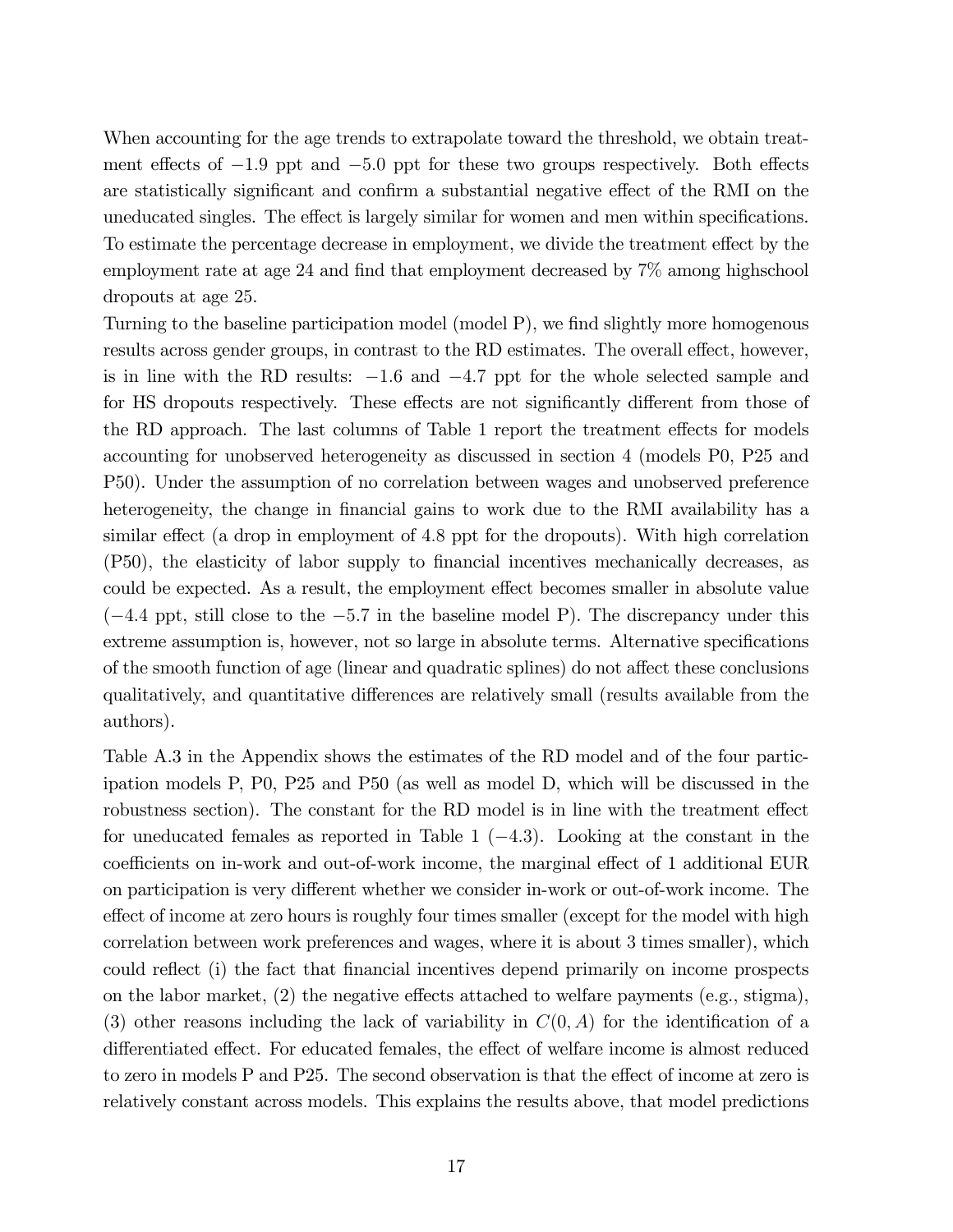When accounting for the age trends to extrapolate toward the threshold, we obtain treatment effects of $-1.9$ ppt and $-5.0$ ppt for these two groups respectively. Both effects are statistically significant and confirm a substantial negative effect of the RMI on the uneducated singles. The effect is largely similar for women and men within specifications. To estimate the percentage decrease in employment, we divide the treatment effect by the employment rate at age 24 and find that employment decreased by 7% among highschool dropouts at age 25.

Turning to the baseline participation model (model P), we find slightly more homogenous results across gender groups, in contrast to the RD estimates. The overall effect, however, is in line with the RD results: $-1.6$ and $-4.7$ ppt for the whole selected sample and for HS dropouts respectively. These effects are not significantly different from those of the RD approach. The last columns of Table 1 report the treatment effects for models accounting for unobserved heterogeneity as discussed in section 4 (models P0, P25 and P50). Under the assumption of no correlation between wages and unobserved preference heterogeneity, the change in financial gains to work due to the RMI availability has a similar effect (a drop in employment of 4.8 ppt for the dropouts). With high correlation (P50), the elasticity of labor supply to financial incentives mechanically decreases, as could be expected. As a result, the employment effect becomes smaller in absolute value ($-4.4$ ppt, still close to the $-5.7$ in the baseline model P). The discrepancy under this extreme assumption is, however, not so large in absolute terms. Alternative specifications of the smooth function of age (linear and quadratic splines) do not affect these conclusions qualitatively, and quantitative differences are relatively small (results available from the authors).

Table A.3 in the Appendix shows the estimates of the RD model and of the four participation models P, P0, P25 and P50 (as well as model D, which will be discussed in the robustness section). The constant for the RD model is in line with the treatment effect for uneducated females as reported in Table 1 ($-4.3$). Looking at the constant in the coefficients on in-work and out-of-work income, the marginal effect of 1 additional EUR on participation is very different whether we consider in-work or out-of-work income. The effect of income at zero hours is roughly four times smaller (except for the model with high correlation between work preferences and wages, where it is about 3 times smaller), which could reflect (i) the fact that financial incentives depend primarily on income prospects on the labor market, (2) the negative effects attached to welfare payments (e.g., stigma), (3) other reasons including the lack of variability in $C(0, A)$ for the identification of a differentiated effect. For educated females, the effect of welfare income is almost reduced to zero in models P and P25. The second observation is that the effect of income at zero is relatively constant across models. This explains the results above, that model predictions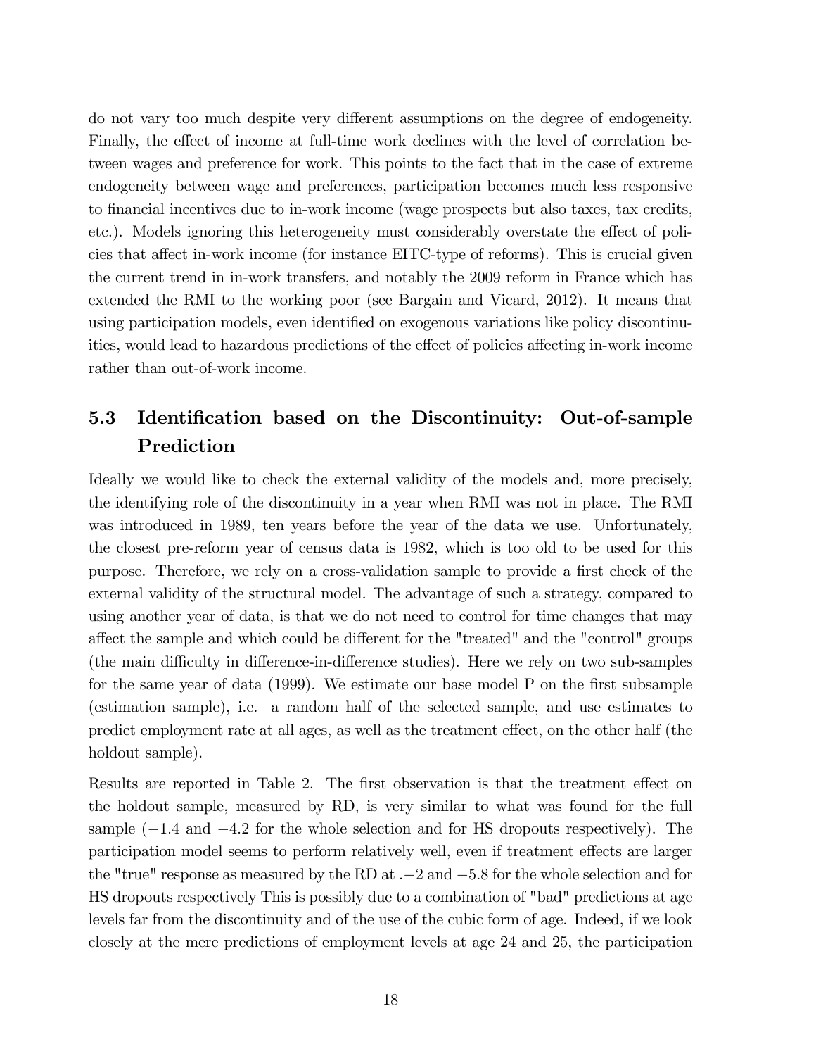do not vary too much despite very different assumptions on the degree of endogeneity. Finally, the effect of income at full-time work declines with the level of correlation between wages and preference for work. This points to the fact that in the case of extreme endogeneity between wage and preferences, participation becomes much less responsive to financial incentives due to in-work income (wage prospects but also taxes, tax credits, etc.). Models ignoring this heterogeneity must considerably overstate the effect of policies that affect in-work income (for instance EITC-type of reforms). This is crucial given the current trend in in-work transfers, and notably the 2009 reform in France which has extended the RMI to the working poor (see Bargain and Vicard, 2012). It means that using participation models, even identified on exogenous variations like policy discontinuities, would lead to hazardous predictions of the effect of policies affecting in-work income rather than out-of-work income.

## 5.3 Identification based on the Discontinuity: Out-of-sample Prediction

Ideally we would like to check the external validity of the models and, more precisely, the identifying role of the discontinuity in a year when RMI was not in place. The RMI was introduced in 1989, ten years before the year of the data we use. Unfortunately, the closest pre-reform year of census data is 1982, which is too old to be used for this purpose. Therefore, we rely on a cross-validation sample to provide a first check of the external validity of the structural model. The advantage of such a strategy, compared to using another year of data, is that we do not need to control for time changes that may affect the sample and which could be different for the "treated" and the "control" groups (the main difficulty in difference-in-difference studies). Here we rely on two sub-samples for the same year of data (1999). We estimate our base model P on the first subsample (estimation sample), i.e. a random half of the selected sample, and use estimates to predict employment rate at all ages, as well as the treatment effect, on the other half (the holdout sample).

Results are reported in Table 2. The first observation is that the treatment effect on the holdout sample, measured by RD, is very similar to what was found for the full sample ($-1.4$ and $-4.2$ for the whole selection and for HS dropouts respectively). The participation model seems to perform relatively well, even if treatment effects are larger the "true" response as measured by the RD at $.-2$ and $-5.8$ for the whole selection and for HS dropouts respectively This is possibly due to a combination of "bad" predictions at age levels far from the discontinuity and of the use of the cubic form of age. Indeed, if we look closely at the mere predictions of employment levels at age 24 and 25, the participation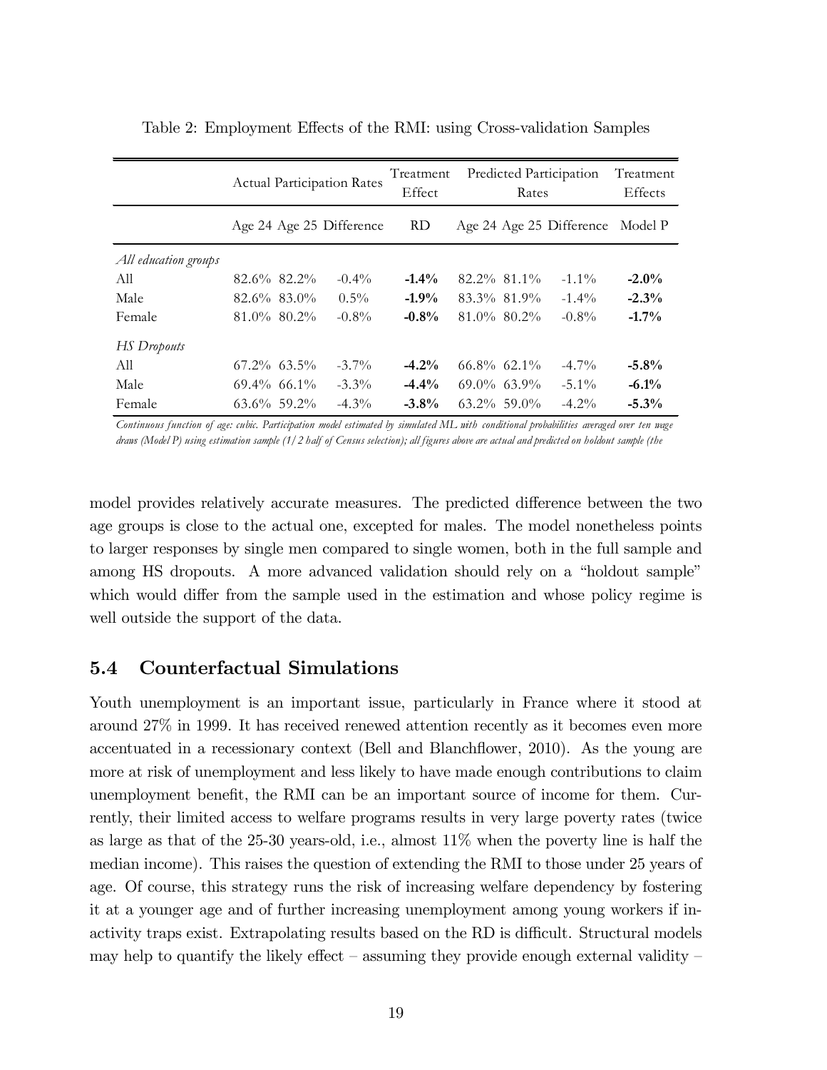Table 2: Employment Effects of the RMI: using Cross-validation Samples

| | Actual Participation Rates | | | Treatment Effect | Predicted Participation Rates | | | Treatment Effects |
|---|---|---|---|---|---|---|---|---|
| | Age 24 | Age 25 | Difference | RD | Age 24 | Age 25 | Difference | Model P |
| *All education groups* | | | | | | | | |
| All | 82.6% | 82.2% | -0.4% | **-1.4%** | 82.2% | 81.1% | -1.1% | **-2.0%** |
| Male | 82.6% | 83.0% | 0.5% | **-1.9%** | 83.3% | 81.9% | -1.4% | **-2.3%** |
| Female | 81.0% | 80.2% | -0.8% | **-0.8%** | 81.0% | 80.2% | -0.8% | **-1.7%** |
| *HS Dropouts* | | | | | | | | |
| All | 67.2% | 63.5% | -3.7% | **-4.2%** | 66.8% | 62.1% | -4.7% | **-5.8%** |
| Male | 69.4% | 66.1% | -3.3% | **-4.4%** | 69.0% | 63.9% | -5.1% | **-6.1%** |
| Female | 63.6% | 59.2% | -4.3% | **-3.8%** | 63.2% | 59.0% | -4.2% | **-5.3%** |

*Continuous function of age: cubic. Participation model estimated by simulated ML with conditional probabilities averaged over ten wage draws (Model P) using estimation sample (1/2 half of Census selection); all figures above are actual and predicted on holdout sample (the*

model provides relatively accurate measures. The predicted difference between the two age groups is close to the actual one, excepted for males. The model nonetheless points to larger responses by single men compared to single women, both in the full sample and among HS dropouts. A more advanced validation should rely on a "holdout sample" which would differ from the sample used in the estimation and whose policy regime is well outside the support of the data.

## 5.4 Counterfactual Simulations

Youth unemployment is an important issue, particularly in France where it stood at around 27% in 1999. It has received renewed attention recently as it becomes even more accentuated in a recessionary context (Bell and Blanchflower, 2010). As the young are more at risk of unemployment and less likely to have made enough contributions to claim unemployment benefit, the RMI can be an important source of income for them. Currently, their limited access to welfare programs results in very large poverty rates (twice as large as that of the 25-30 years-old, i.e., almost 11% when the poverty line is half the median income). This raises the question of extending the RMI to those under 25 years of age. Of course, this strategy runs the risk of increasing welfare dependency by fostering it at a younger age and of further increasing unemployment among young workers if inactivity traps exist. Extrapolating results based on the RD is difficult. Structural models may help to quantify the likely effect – assuming they provide enough external validity –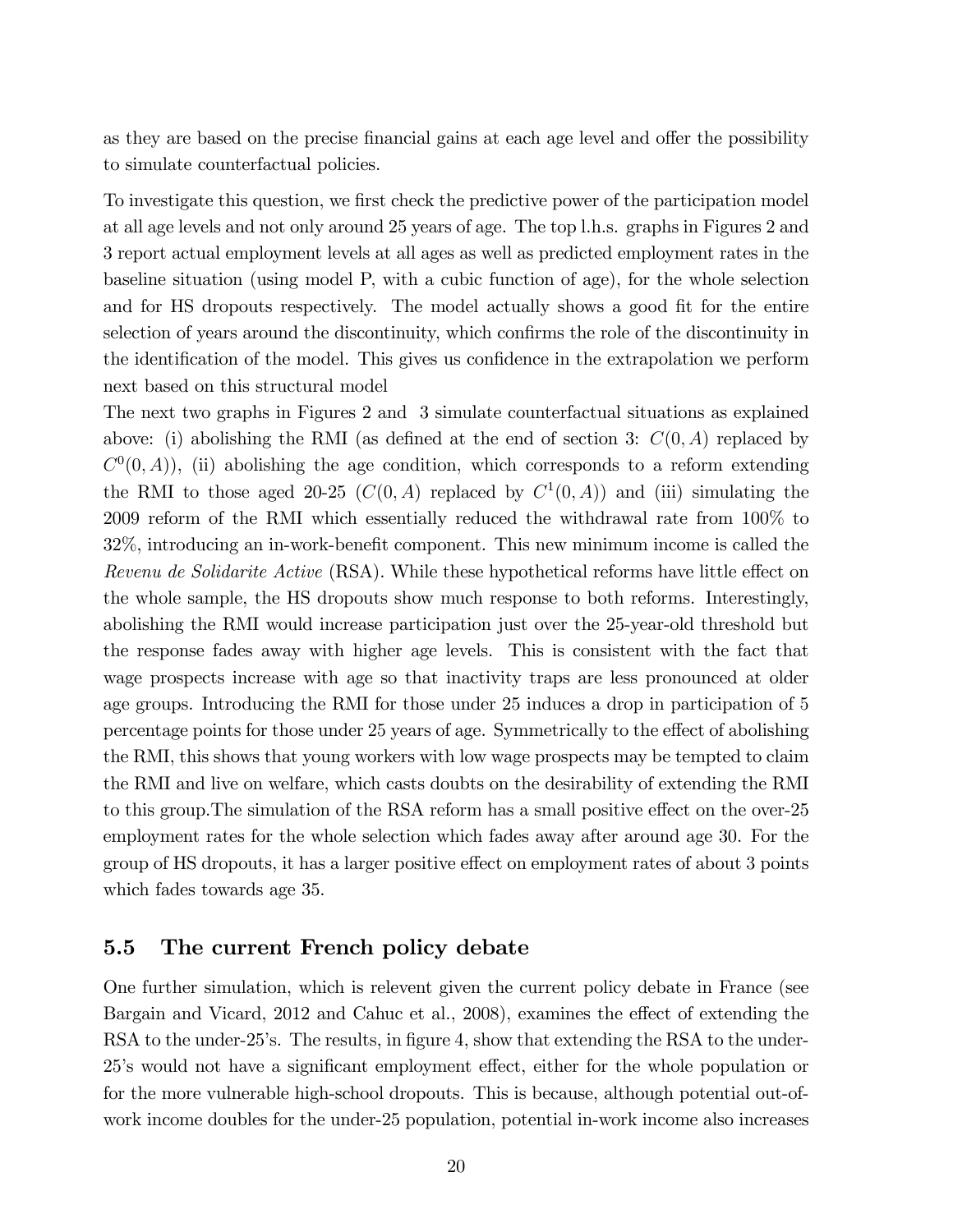as they are based on the precise financial gains at each age level and offer the possibility to simulate counterfactual policies.

To investigate this question, we first check the predictive power of the participation model at all age levels and not only around 25 years of age. The top l.h.s. graphs in Figures 2 and 3 report actual employment levels at all ages as well as predicted employment rates in the baseline situation (using model P, with a cubic function of age), for the whole selection and for HS dropouts respectively. The model actually shows a good fit for the entire selection of years around the discontinuity, which confirms the role of the discontinuity in the identification of the model. This gives us confidence in the extrapolation we perform next based on this structural model

The next two graphs in Figures 2 and 3 simulate counterfactual situations as explained above: (i) abolishing the RMI (as defined at the end of section 3: $C(0, A)$ replaced by $C^0(0, A)$), (ii) abolishing the age condition, which corresponds to a reform extending the RMI to those aged 20-25 ($C(0, A)$ replaced by $C^1(0, A)$) and (iii) simulating the 2009 reform of the RMI which essentially reduced the withdrawal rate from 100% to 32%, introducing an in-work-benefit component. This new minimum income is called the *Revenu de Solidarite Active* (RSA). While these hypothetical reforms have little effect on the whole sample, the HS dropouts show much response to both reforms. Interestingly, abolishing the RMI would increase participation just over the 25-year-old threshold but the response fades away with higher age levels. This is consistent with the fact that wage prospects increase with age so that inactivity traps are less pronounced at older age groups. Introducing the RMI for those under 25 induces a drop in participation of 5 percentage points for those under 25 years of age. Symmetrically to the effect of abolishing the RMI, this shows that young workers with low wage prospects may be tempted to claim the RMI and live on welfare, which casts doubts on the desirability of extending the RMI to this group.The simulation of the RSA reform has a small positive effect on the over-25 employment rates for the whole selection which fades away after around age 30. For the group of HS dropouts, it has a larger positive effect on employment rates of about 3 points which fades towards age 35.

### 5.5 The current French policy debate

One further simulation, which is relevent given the current policy debate in France (see Bargain and Vicard, 2012 and Cahuc et al., 2008), examines the effect of extending the RSA to the under-25's. The results, in figure 4, show that extending the RSA to the under-25's would not have a significant employment effect, either for the whole population or for the more vulnerable high-school dropouts. This is because, although potential out-of-work income doubles for the under-25 population, potential in-work income also increases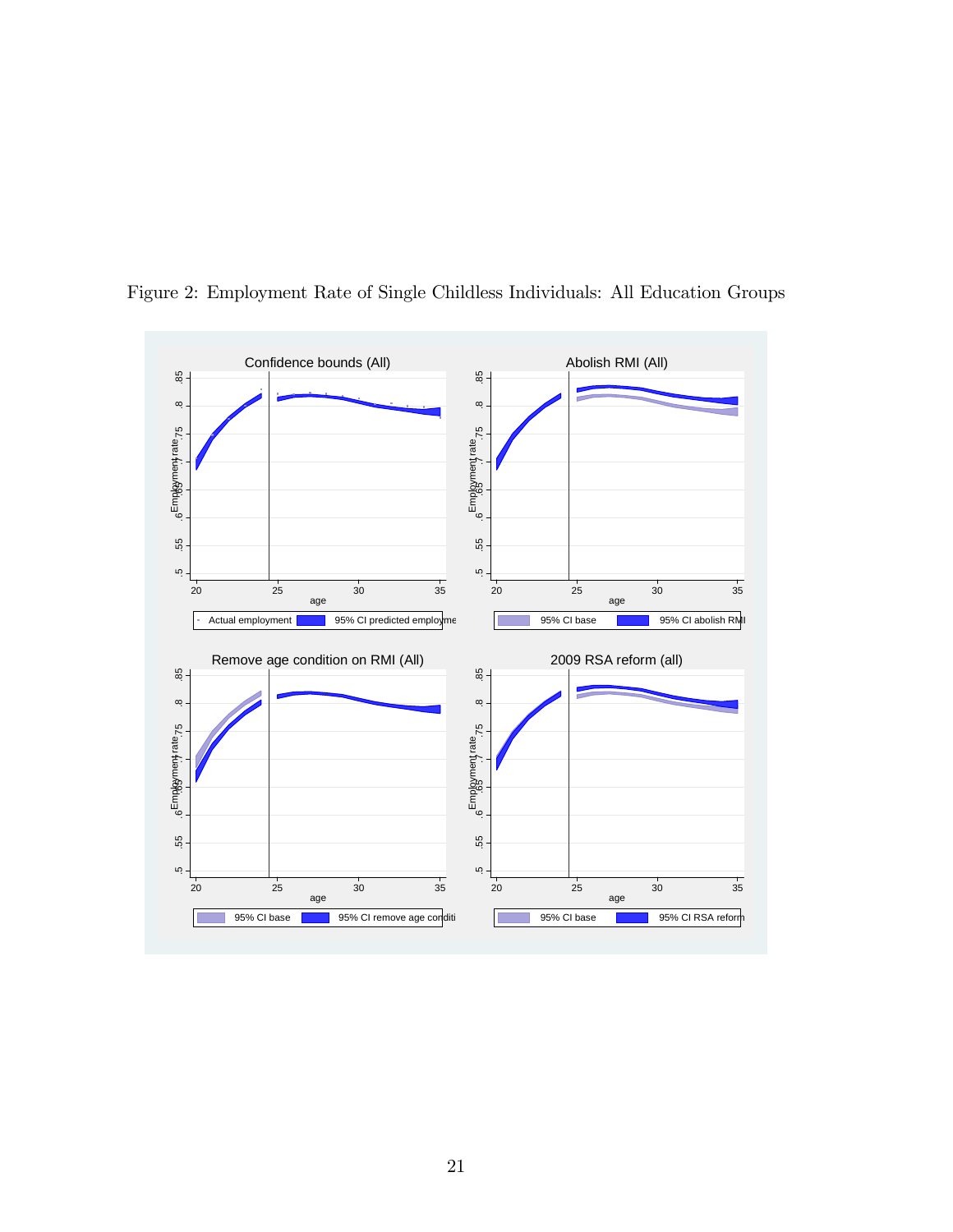Figure 2: Employment Rate of Single Childless Individuals: All Education Groups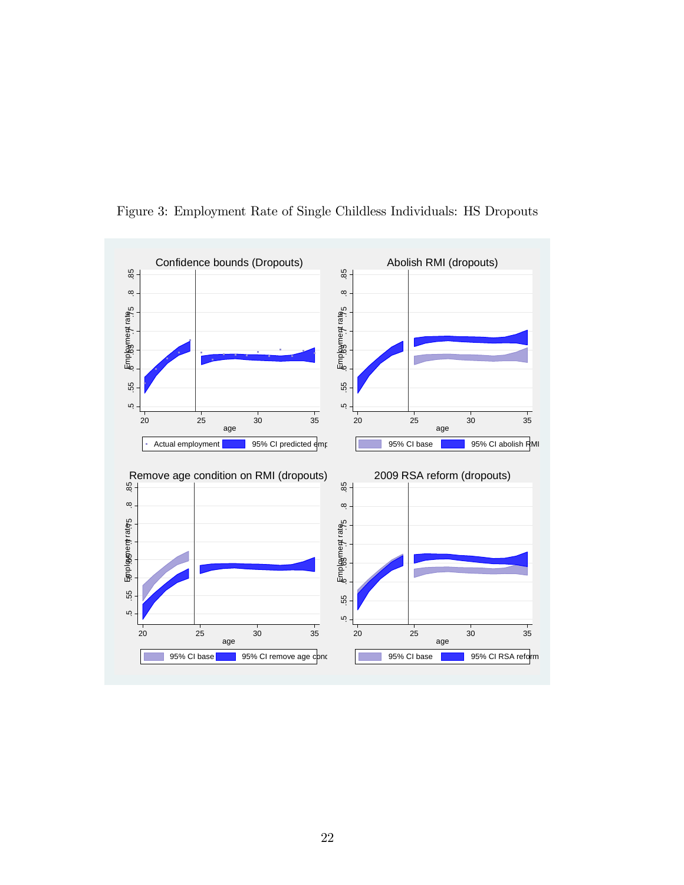Figure 3: Employment Rate of Single Childless Individuals: HS Dropouts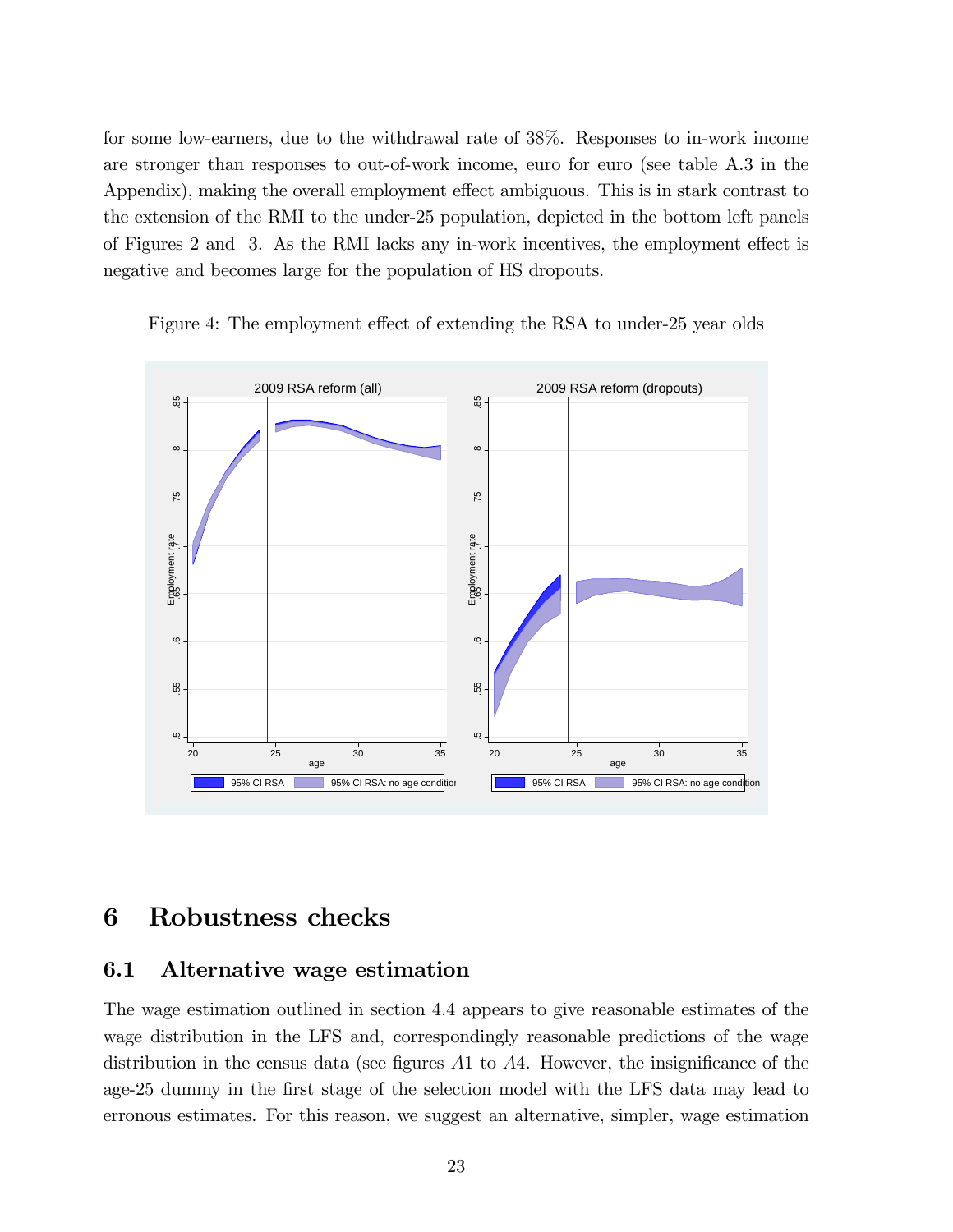for some low-earners, due to the withdrawal rate of 38%. Responses to in-work income are stronger than responses to out-of-work income, euro for euro (see table A.3 in the Appendix), making the overall employment effect ambiguous. This is in stark contrast to the extension of the RMI to the under-25 population, depicted in the bottom left panels of Figures 2 and 3. As the RMI lacks any in-work incentives, the employment effect is negative and becomes large for the population of HS dropouts.

Figure 4: The employment effect of extending the RSA to under-25 year olds

# 6 Robustness checks

## 6.1 Alternative wage estimation

The wage estimation outlined in section 4.4 appears to give reasonable estimates of the wage distribution in the LFS and, correspondingly reasonable predictions of the wage distribution in the census data (see figures *A*1 to *A*4. However, the insignificance of the age-25 dummy in the first stage of the selection model with the LFS data may lead to erronous estimates. For this reason, we suggest an alternative, simpler, wage estimation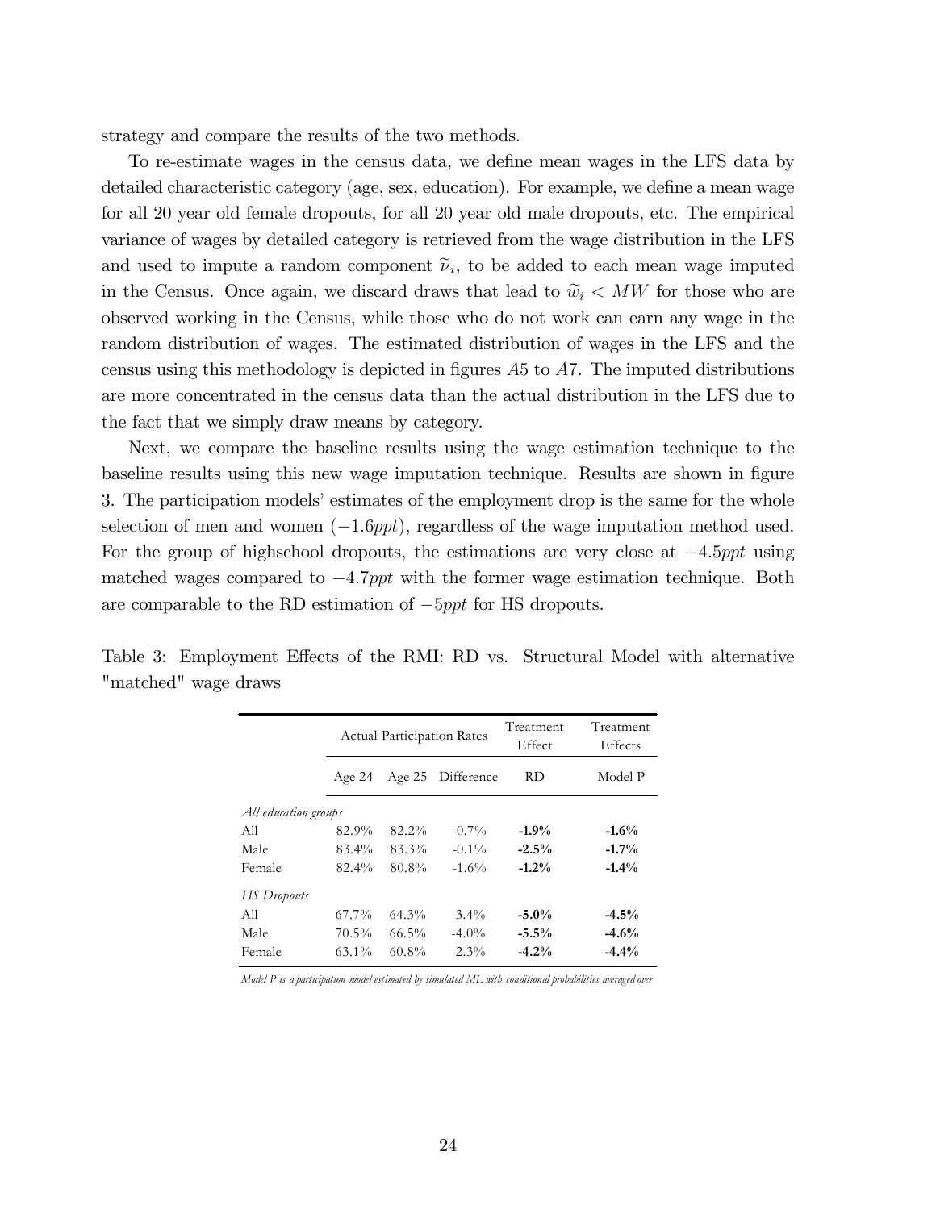strategy and compare the results of the two methods.

To re-estimate wages in the census data, we define mean wages in the LFS data by detailed characteristic category (age, sex, education). For example, we define a mean wage for all 20 year old female dropouts, for all 20 year old male dropouts, etc. The empirical variance of wages by detailed category is retrieved from the wage distribution in the LFS and used to impute a random component $\widetilde{\nu}_i$, to be added to each mean wage imputed in the Census. Once again, we discard draws that lead to $\widetilde{w}_i < MW$ for those who are observed working in the Census, while those who do not work can earn any wage in the random distribution of wages. The estimated distribution of wages in the LFS and the census using this methodology is depicted in figures $A5$ to $A7$. The imputed distributions are more concentrated in the census data than the actual distribution in the LFS due to the fact that we simply draw means by category.

Next, we compare the baseline results using the wage estimation technique to the baseline results using this new wage imputation technique. Results are shown in figure 3. The participation models' estimates of the employment drop is the same for the whole selection of men and women ($-1.6ppt$), regardless of the wage imputation method used. For the group of highschool dropouts, the estimations are very close at $-4.5ppt$ using matched wages compared to $-4.7ppt$ with the former wage estimation technique. Both are comparable to the RD estimation of $-5ppt$ for HS dropouts.

Table 3: Employment Effects of the RMI: RD vs. Structural Model with alternative "matched" wage draws

| | Actual Participation Rates | | | Treatment Effect | Treatment Effects |
|---|---|---|---|---|---|
| | Age 24 | Age 25 | Difference | RD | Model P |
| *All education groups* | | | | | |
| All | 82.9% | 82.2% | -0.7% | **-1.9%** | **-1.6%** |
| Male | 83.4% | 83.3% | -0.1% | **-2.5%** | **-1.7%** |
| Female | 82.4% | 80.8% | -1.6% | **-1.2%** | **-1.4%** |
| *HS Dropouts* | | | | | |
| All | 67.7% | 64.3% | -3.4% | **-5.0%** | **-4.5%** |
| Male | 70.5% | 66.5% | -4.0% | **-5.5%** | **-4.6%** |
| Female | 63.1% | 60.8% | -2.3% | **-4.2%** | **-4.4%** |

*Model P is a participation model estimated by simulated ML with conditional probabilities averaged over*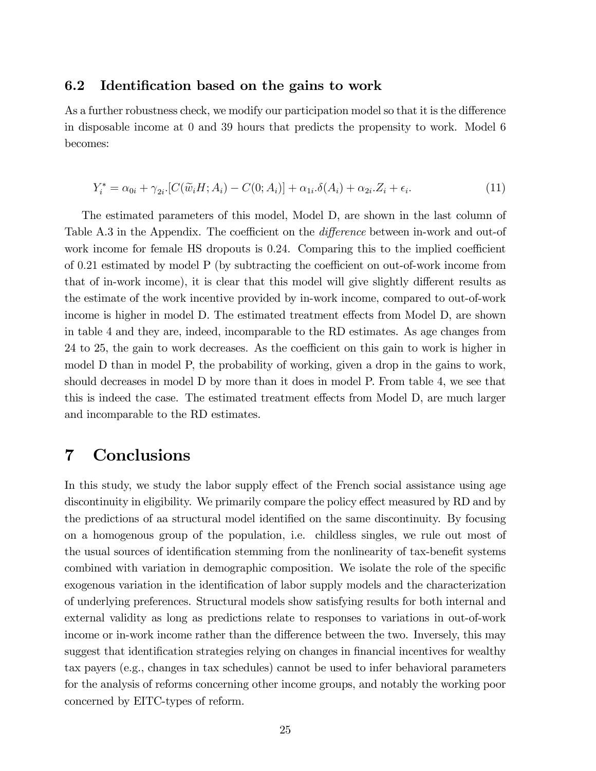### 6.2 Identification based on the gains to work

As a further robustness check, we modify our participation model so that it is the difference in disposable income at 0 and 39 hours that predicts the propensity to work. Model 6 becomes:

$$Y_i^* = \alpha_{0i} + \gamma_{2i}.[C(\widetilde{w}_i H; A_i) - C(0; A_i)] + \alpha_{1i}.\delta(A_i) + \alpha_{2i}.Z_i + \epsilon_i. \tag{11}$$

The estimated parameters of this model, Model D, are shown in the last column of Table A.3 in the Appendix. The coefficient on the *difference* between in-work and out-of work income for female HS dropouts is 0.24. Comparing this to the implied coefficient of 0.21 estimated by model P (by subtracting the coefficient on out-of-work income from that of in-work income), it is clear that this model will give slightly different results as the estimate of the work incentive provided by in-work income, compared to out-of-work income is higher in model D. The estimated treatment effects from Model D, are shown in table 4 and they are, indeed, incomparable to the RD estimates. As age changes from 24 to 25, the gain to work decreases. As the coefficient on this gain to work is higher in model D than in model P, the probability of working, given a drop in the gains to work, should decreases in model D by more than it does in model P. From table 4, we see that this is indeed the case. The estimated treatment effects from Model D, are much larger and incomparable to the RD estimates.

# 7 Conclusions

In this study, we study the labor supply effect of the French social assistance using age discontinuity in eligibility. We primarily compare the policy effect measured by RD and by the predictions of aa structural model identified on the same discontinuity. By focusing on a homogenous group of the population, i.e. childless singles, we rule out most of the usual sources of identification stemming from the nonlinearity of tax-benefit systems combined with variation in demographic composition. We isolate the role of the specific exogenous variation in the identification of labor supply models and the characterization of underlying preferences. Structural models show satisfying results for both internal and external validity as long as predictions relate to responses to variations in out-of-work income or in-work income rather than the difference between the two. Inversely, this may suggest that identification strategies relying on changes in financial incentives for wealthy tax payers (e.g., changes in tax schedules) cannot be used to infer behavioral parameters for the analysis of reforms concerning other income groups, and notably the working poor concerned by EITC-types of reform.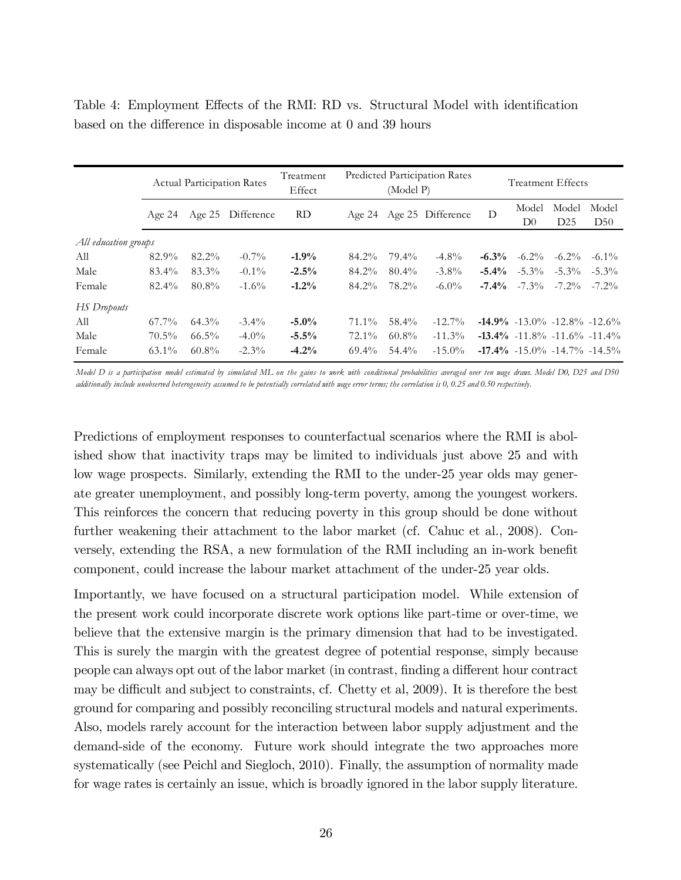Table 4: Employment Effects of the RMI: RD vs. Structural Model with identification based on the difference in disposable income at 0 and 39 hours

| | Actual Participation Rates | | | Treatment Effect | Predicted Participation Rates (Model P) | | | Treatment Effects | | | |
|---|---|---|---|---|---|---|---|---|---|---|---|
| | Age 24 | Age 25 | Difference | RD | Age 24 | Age 25 | Difference | D | Model D0 | Model D25 | Model D50 |
| *All education groups* | | | | | | | | | | | |
| All | 82.9% | 82.2% | -0.7% | **-1.9%** | 84.2% | 79.4% | -4.8% | **-6.3%** | -6.2% | -6.2% | -6.1% |
| Male | 83.4% | 83.3% | -0.1% | **-2.5%** | 84.2% | 80.4% | -3.8% | **-5.4%** | -5.3% | -5.3% | -5.3% |
| Female | 82.4% | 80.8% | -1.6% | **-1.2%** | 84.2% | 78.2% | -6.0% | **-7.4%** | -7.3% | -7.2% | -7.2% |
| *HS Dropouts* | | | | | | | | | | | |
| All | 67.7% | 64.3% | -3.4% | **-5.0%** | 71.1% | 58.4% | -12.7% | **-14.9%** | -13.0% | -12.8% | -12.6% |
| Male | 70.5% | 66.5% | -4.0% | **-5.5%** | 72.1% | 60.8% | -11.3% | **-13.4%** | -11.8% | -11.6% | -11.4% |
| Female | 63.1% | 60.8% | -2.3% | **-4.2%** | 69.4% | 54.4% | -15.0% | **-17.4%** | -15.0% | -14.7% | -14.5% |

*Model D is a participation model estimated by simulated ML on the gains to work with conditional probabilities averaged over ten wage draws. Model D0, D25 and D50 additionally include unobserved heterogeneity assumed to be potentially correlated with wage error terms; the correlation is 0, 0.25 and 0.50 respectively.*

Predictions of employment responses to counterfactual scenarios where the RMI is abolished show that inactivity traps may be limited to individuals just above 25 and with low wage prospects. Similarly, extending the RMI to the under-25 year olds may generate greater unemployment, and possibly long-term poverty, among the youngest workers. This reinforces the concern that reducing poverty in this group should be done without further weakening their attachment to the labor market (cf. Cahuc et al., 2008). Conversely, extending the RSA, a new formulation of the RMI including an in-work benefit component, could increase the labour market attachment of the under-25 year olds.

Importantly, we have focused on a structural participation model. While extension of the present work could incorporate discrete work options like part-time or over-time, we believe that the extensive margin is the primary dimension that had to be investigated. This is surely the margin with the greatest degree of potential response, simply because people can always opt out of the labor market (in contrast, finding a different hour contract may be difficult and subject to constraints, cf. Chetty et al, 2009). It is therefore the best ground for comparing and possibly reconciling structural models and natural experiments. Also, models rarely account for the interaction between labor supply adjustment and the demand-side of the economy. Future work should integrate the two approaches more systematically (see Peichl and Siegloch, 2010). Finally, the assumption of normality made for wage rates is certainly an issue, which is broadly ignored in the labor supply literature.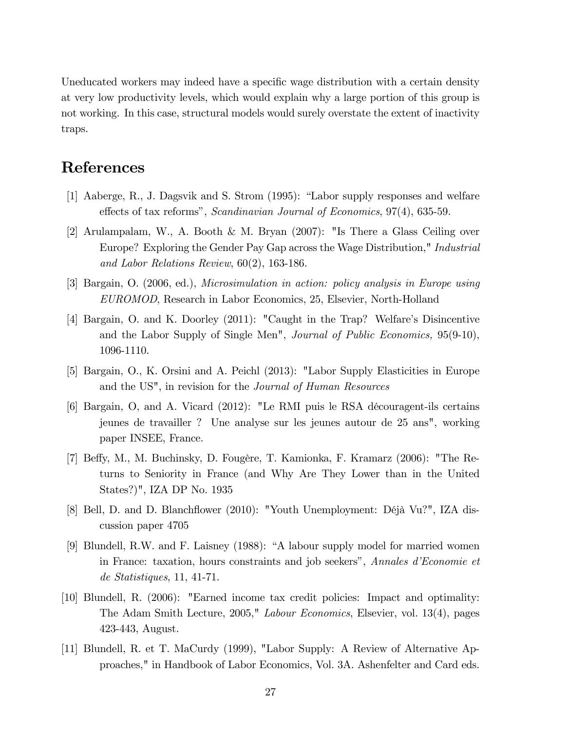Uneducated workers may indeed have a specific wage distribution with a certain density at very low productivity levels, which would explain why a large portion of this group is not working. In this case, structural models would surely overstate the extent of inactivity traps.

# References

[1] Aaberge, R., J. Dagsvik and S. Strom (1995): "Labor supply responses and welfare effects of tax reforms", *Scandinavian Journal of Economics*, 97(4), 635-59.

[2] Arulampalam, W., A. Booth & M. Bryan (2007): "Is There a Glass Ceiling over Europe? Exploring the Gender Pay Gap across the Wage Distribution," *Industrial and Labor Relations Review*, 60(2), 163-186.

[3] Bargain, O. (2006, ed.), *Microsimulation in action: policy analysis in Europe using EUROMOD*, Research in Labor Economics, 25, Elsevier, North-Holland

[4] Bargain, O. and K. Doorley (2011): "Caught in the Trap? Welfare's Disincentive and the Labor Supply of Single Men", *Journal of Public Economics,* 95(9-10), 1096-1110.

[5] Bargain, O., K. Orsini and A. Peichl (2013): "Labor Supply Elasticities in Europe and the US", in revision for the *Journal of Human Resources*

[6] Bargain, O, and A. Vicard (2012): "Le RMI puis le RSA découragent-ils certains jeunes de travailler ? Une analyse sur les jeunes autour de 25 ans", working paper INSEE, France.

[7] Beffy, M., M. Buchinsky, D. Fougère, T. Kamionka, F. Kramarz (2006): "The Returns to Seniority in France (and Why Are They Lower than in the United States?)", IZA DP No. 1935

[8] Bell, D. and D. Blanchflower (2010): "Youth Unemployment: Déjà Vu?", IZA discussion paper 4705

[9] Blundell, R.W. and F. Laisney (1988): "A labour supply model for married women in France: taxation, hours constraints and job seekers", *Annales d'Economie et de Statistiques*, 11, 41-71.

[10] Blundell, R. (2006): "Earned income tax credit policies: Impact and optimality: The Adam Smith Lecture, 2005," *Labour Economics*, Elsevier, vol. 13(4), pages 423-443, August.

[11] Blundell, R. et T. MaCurdy (1999), "Labor Supply: A Review of Alternative Approaches," in Handbook of Labor Economics, Vol. 3A. Ashenfelter and Card eds.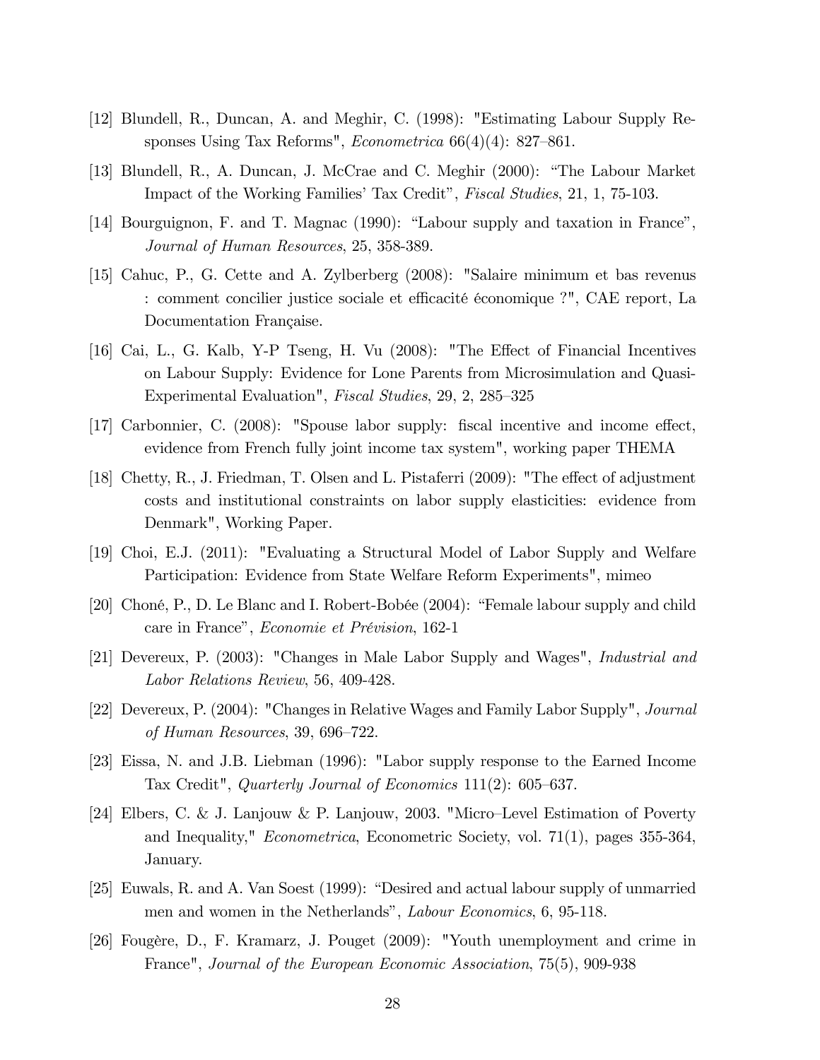[12] Blundell, R., Duncan, A. and Meghir, C. (1998): "Estimating Labour Supply Responses Using Tax Reforms", *Econometrica* 66(4)(4): 827–861.

[13] Blundell, R., A. Duncan, J. McCrae and C. Meghir (2000): "The Labour Market Impact of the Working Families' Tax Credit", *Fiscal Studies*, 21, 1, 75-103.

[14] Bourguignon, F. and T. Magnac (1990): "Labour supply and taxation in France", *Journal of Human Resources*, 25, 358-389.

[15] Cahuc, P., G. Cette and A. Zylberberg (2008): "Salaire minimum et bas revenus : comment concilier justice sociale et efficacité économique ?", CAE report, La Documentation Française.

[16] Cai, L., G. Kalb, Y-P Tseng, H. Vu (2008): "The Effect of Financial Incentives on Labour Supply: Evidence for Lone Parents from Microsimulation and Quasi-Experimental Evaluation", *Fiscal Studies*, 29, 2, 285–325

[17] Carbonnier, C. (2008): "Spouse labor supply: fiscal incentive and income effect, evidence from French fully joint income tax system", working paper THEMA

[18] Chetty, R., J. Friedman, T. Olsen and L. Pistaferri (2009): "The effect of adjustment costs and institutional constraints on labor supply elasticities: evidence from Denmark", Working Paper.

[19] Choi, E.J. (2011): "Evaluating a Structural Model of Labor Supply and Welfare Participation: Evidence from State Welfare Reform Experiments", mimeo

[20] Choné, P., D. Le Blanc and I. Robert-Bobée (2004): "Female labour supply and child care in France", *Economie et Prévision*, 162-1

[21] Devereux, P. (2003): "Changes in Male Labor Supply and Wages", *Industrial and Labor Relations Review*, 56, 409-428.

[22] Devereux, P. (2004): "Changes in Relative Wages and Family Labor Supply", *Journal of Human Resources*, 39, 696–722.

[23] Eissa, N. and J.B. Liebman (1996): "Labor supply response to the Earned Income Tax Credit", *Quarterly Journal of Economics* 111(2): 605–637.

[24] Elbers, C. & J. Lanjouw & P. Lanjouw, 2003. "Micro–Level Estimation of Poverty and Inequality," *Econometrica*, Econometric Society, vol. 71(1), pages 355-364, January.

[25] Euwals, R. and A. Van Soest (1999): "Desired and actual labour supply of unmarried men and women in the Netherlands", *Labour Economics*, 6, 95-118.

[26] Fougère, D., F. Kramarz, J. Pouget (2009): "Youth unemployment and crime in France", *Journal of the European Economic Association*, 75(5), 909-938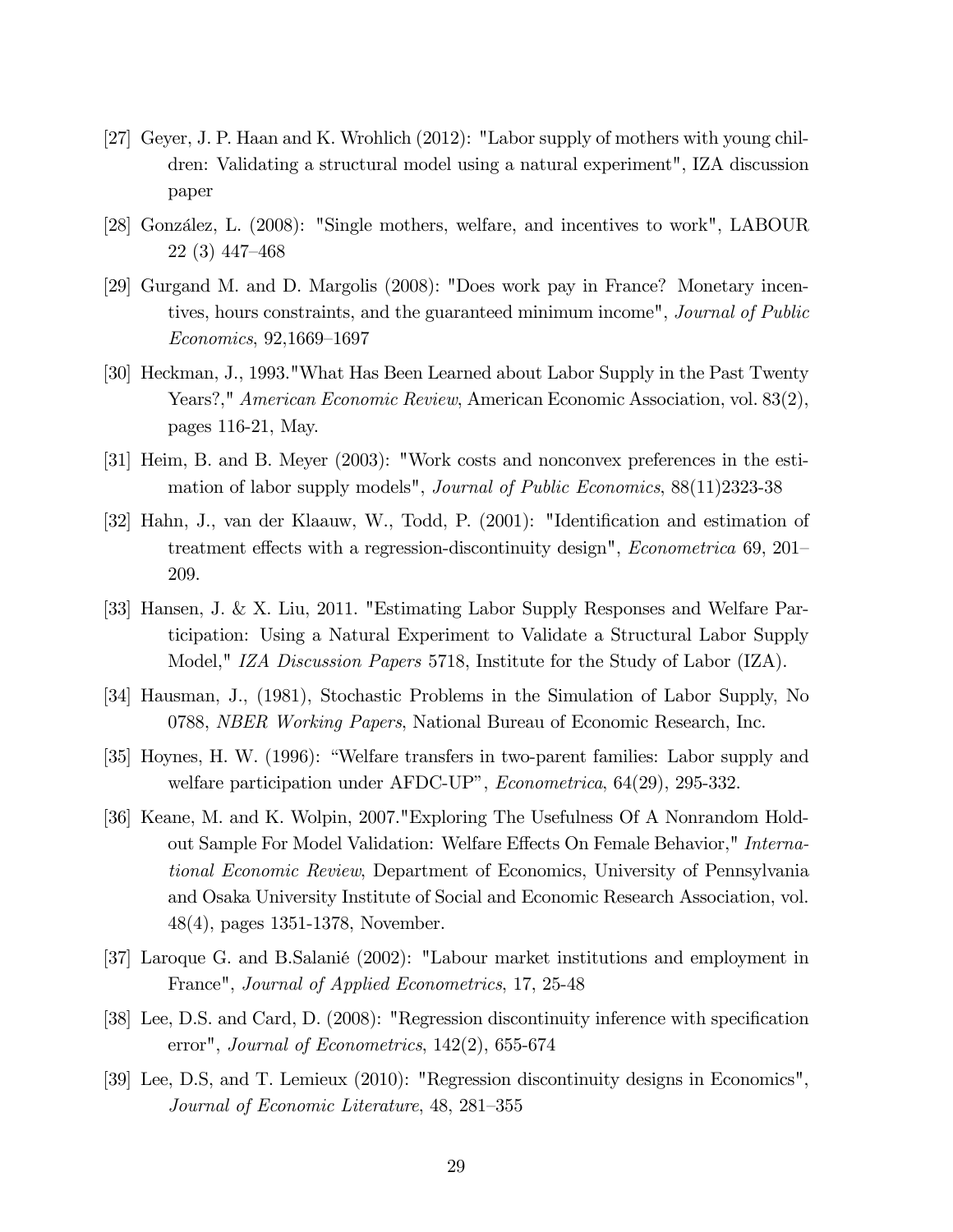[27] Geyer, J. P. Haan and K. Wrohlich (2012): "Labor supply of mothers with young children: Validating a structural model using a natural experiment", IZA discussion paper

[28] González, L. (2008): "Single mothers, welfare, and incentives to work", LABOUR 22 (3) 447–468

[29] Gurgand M. and D. Margolis (2008): "Does work pay in France? Monetary incentives, hours constraints, and the guaranteed minimum income", *Journal of Public Economics*, 92,1669–1697

[30] Heckman, J., 1993."What Has Been Learned about Labor Supply in the Past Twenty Years?," *American Economic Review*, American Economic Association, vol. 83(2), pages 116-21, May.

[31] Heim, B. and B. Meyer (2003): "Work costs and nonconvex preferences in the estimation of labor supply models", *Journal of Public Economics*, 88(11)2323-38

[32] Hahn, J., van der Klaauw, W., Todd, P. (2001): "Identification and estimation of treatment effects with a regression-discontinuity design", *Econometrica* 69, 201–209.

[33] Hansen, J. & X. Liu, 2011. "Estimating Labor Supply Responses and Welfare Participation: Using a Natural Experiment to Validate a Structural Labor Supply Model," *IZA Discussion Papers* 5718, Institute for the Study of Labor (IZA).

[34] Hausman, J., (1981), Stochastic Problems in the Simulation of Labor Supply, No 0788, *NBER Working Papers*, National Bureau of Economic Research, Inc.

[35] Hoynes, H. W. (1996): "Welfare transfers in two-parent families: Labor supply and welfare participation under AFDC-UP", *Econometrica*, 64(29), 295-332.

[36] Keane, M. and K. Wolpin, 2007."Exploring The Usefulness Of A Nonrandom Holdout Sample For Model Validation: Welfare Effects On Female Behavior," *International Economic Review*, Department of Economics, University of Pennsylvania and Osaka University Institute of Social and Economic Research Association, vol. 48(4), pages 1351-1378, November.

[37] Laroque G. and B.Salanié (2002): "Labour market institutions and employment in France", *Journal of Applied Econometrics*, 17, 25-48

[38] Lee, D.S. and Card, D. (2008): "Regression discontinuity inference with specification error", *Journal of Econometrics*, 142(2), 655-674

[39] Lee, D.S, and T. Lemieux (2010): "Regression discontinuity designs in Economics", *Journal of Economic Literature*, 48, 281–355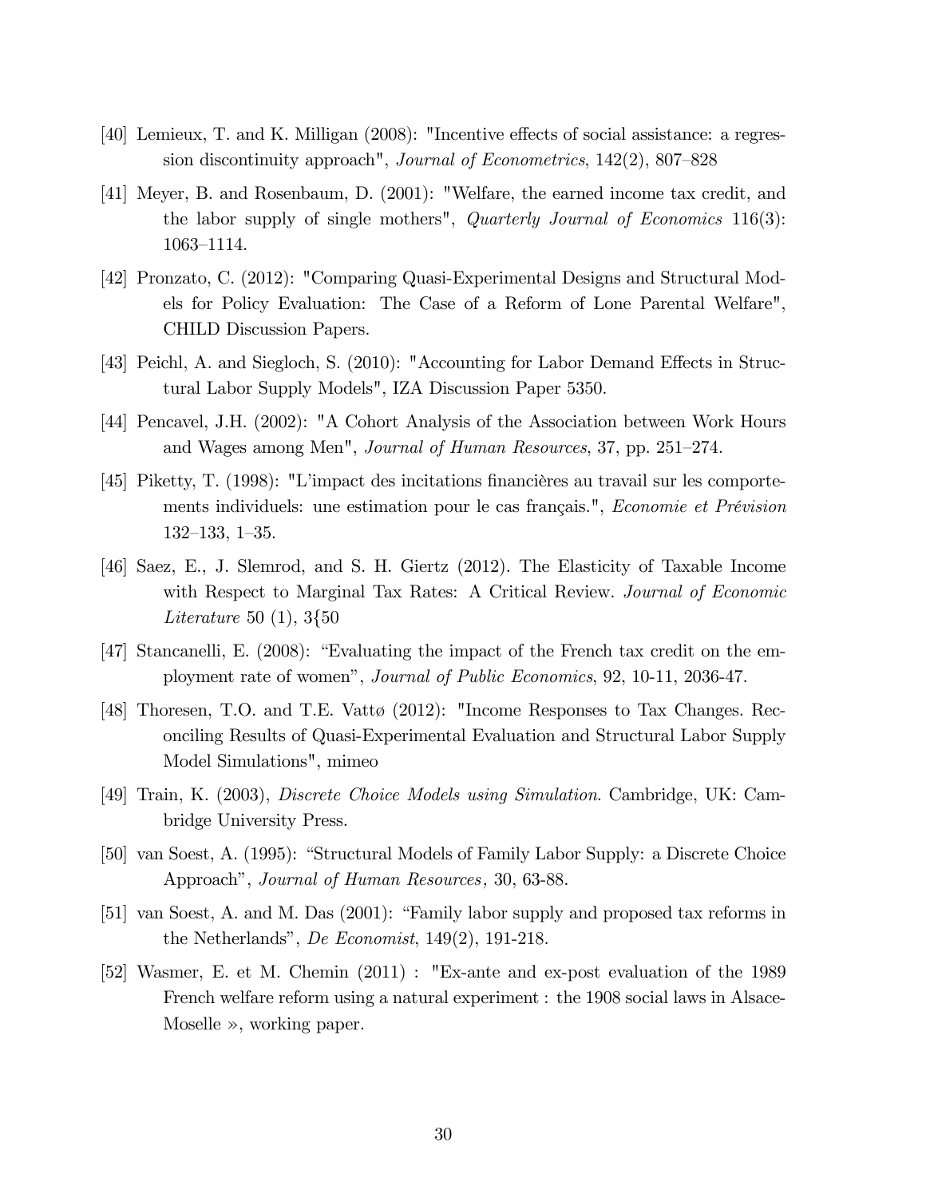[40] Lemieux, T. and K. Milligan (2008): "Incentive effects of social assistance: a regression discontinuity approach", *Journal of Econometrics*, 142(2), 807–828

[41] Meyer, B. and Rosenbaum, D. (2001): "Welfare, the earned income tax credit, and the labor supply of single mothers", *Quarterly Journal of Economics* 116(3): 1063–1114.

[42] Pronzato, C. (2012): "Comparing Quasi-Experimental Designs and Structural Models for Policy Evaluation: The Case of a Reform of Lone Parental Welfare", CHILD Discussion Papers.

[43] Peichl, A. and Siegloch, S. (2010): "Accounting for Labor Demand Effects in Structural Labor Supply Models", IZA Discussion Paper 5350.

[44] Pencavel, J.H. (2002): "A Cohort Analysis of the Association between Work Hours and Wages among Men", *Journal of Human Resources*, 37, pp. 251–274.

[45] Piketty, T. (1998): "L'impact des incitations financières au travail sur les comportements individuels: une estimation pour le cas français.", *Economie et Prévision* 132–133, 1–35.

[46] Saez, E., J. Slemrod, and S. H. Giertz (2012). The Elasticity of Taxable Income with Respect to Marginal Tax Rates: A Critical Review. *Journal of Economic Literature* 50 (1), 3{50

[47] Stancanelli, E. (2008): "Evaluating the impact of the French tax credit on the employment rate of women", *Journal of Public Economics*, 92, 10-11, 2036-47.

[48] Thoresen, T.O. and T.E. Vattø (2012): "Income Responses to Tax Changes. Reconciling Results of Quasi-Experimental Evaluation and Structural Labor Supply Model Simulations", mimeo

[49] Train, K. (2003), *Discrete Choice Models using Simulation*. Cambridge, UK: Cambridge University Press.

[50] van Soest, A. (1995): "Structural Models of Family Labor Supply: a Discrete Choice Approach", *Journal of Human Resources,* 30, 63-88.

[51] van Soest, A. and M. Das (2001): "Family labor supply and proposed tax reforms in the Netherlands", *De Economist*, 149(2), 191-218.

[52] Wasmer, E. et M. Chemin (2011) : "Ex-ante and ex-post evaluation of the 1989 French welfare reform using a natural experiment : the 1908 social laws in Alsace-Moselle », working paper.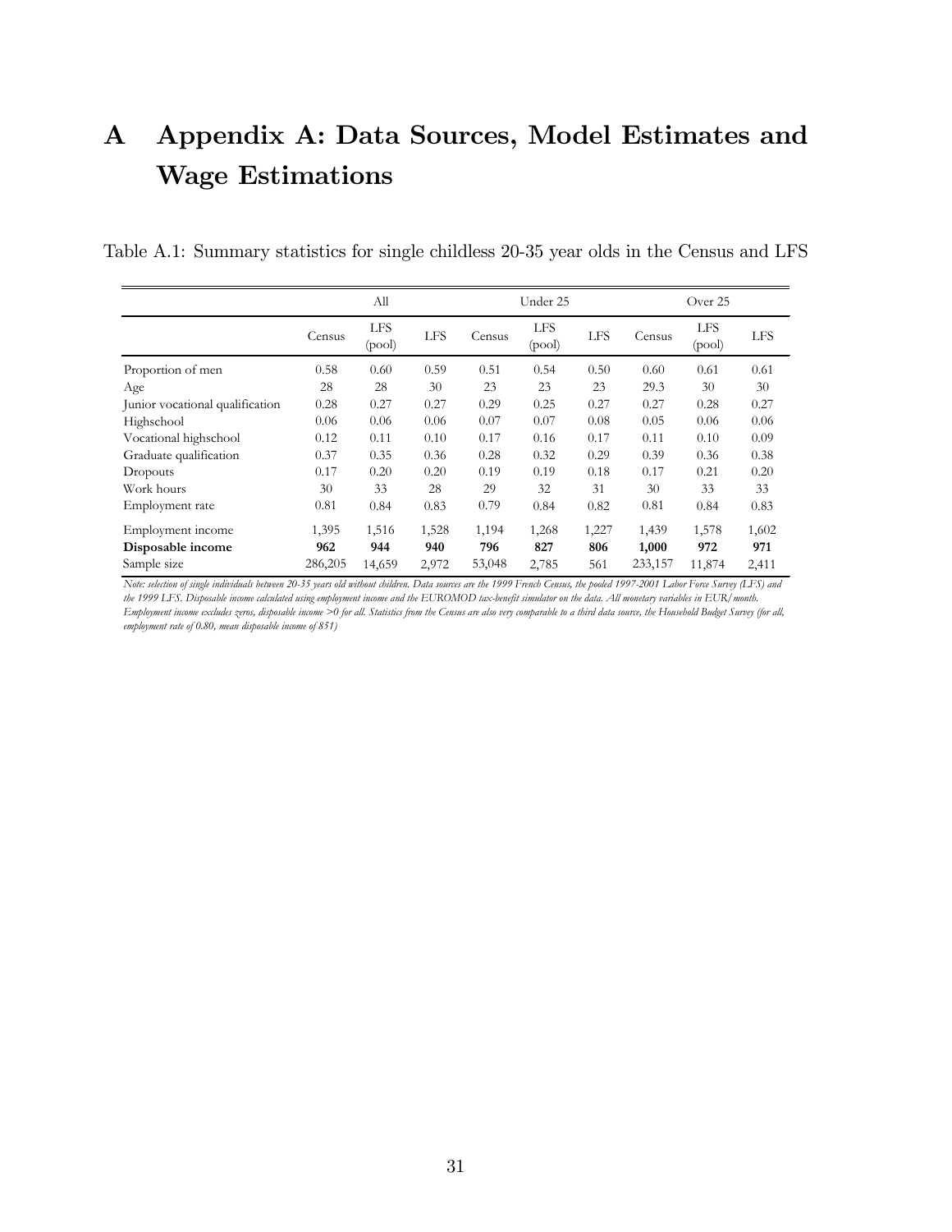# A Appendix A: Data Sources, Model Estimates and Wage Estimations

Table A.1: Summary statistics for single childless 20-35 year olds in the Census and LFS

| | All | | | Under 25 | | | Over 25 | | |
|---|---|---|---|---|---|---|---|---|---|
| | Census | LFS (pool) | LFS | Census | LFS (pool) | LFS | Census | LFS (pool) | LFS |
| Proportion of men | 0.58 | 0.60 | 0.59 | 0.51 | 0.54 | 0.50 | 0.60 | 0.61 | 0.61 |
| Age | 28 | 28 | 30 | 23 | 23 | 23 | 29.3 | 30 | 30 |
| Junior vocational qualification | 0.28 | 0.27 | 0.27 | 0.29 | 0.25 | 0.27 | 0.27 | 0.28 | 0.27 |
| Highschool | 0.06 | 0.06 | 0.06 | 0.07 | 0.07 | 0.08 | 0.05 | 0.06 | 0.06 |
| Vocational highschool | 0.12 | 0.11 | 0.10 | 0.17 | 0.16 | 0.17 | 0.11 | 0.10 | 0.09 |
| Graduate qualification | 0.37 | 0.35 | 0.36 | 0.28 | 0.32 | 0.29 | 0.39 | 0.36 | 0.38 |
| Dropouts | 0.17 | 0.20 | 0.20 | 0.19 | 0.19 | 0.18 | 0.17 | 0.21 | 0.20 |
| Work hours | 30 | 33 | 28 | 29 | 32 | 31 | 30 | 33 | 33 |
| Employment rate | 0.81 | 0.84 | 0.83 | 0.79 | 0.84 | 0.82 | 0.81 | 0.84 | 0.83 |
| Employment income | 1,395 | 1,516 | 1,528 | 1,194 | 1,268 | 1,227 | 1,439 | 1,578 | 1,602 |
| **Disposable income** | **962** | **944** | **940** | **796** | **827** | **806** | **1,000** | **972** | **971** |
| Sample size | 286,205 | 14,659 | 2,972 | 53,048 | 2,785 | 561 | 233,157 | 11,874 | 2,411 |

*Note: selection of single individuals between 20-35 years old without children. Data sources are the 1999 French Census, the pooled 1997-2001 Labor Force Survey (LFS) and the 1999 LFS. Disposable income calculated using employment income and the EUROMOD tax-benefit simulator on the data. All monetary variables in EUR/month. Employment income excludes zeros, disposable income >0 for all. Statistics from the Census are also very comparable to a third data source, the Household Budget Survey (for all, employment rate of 0.80, mean disposable income of 851)*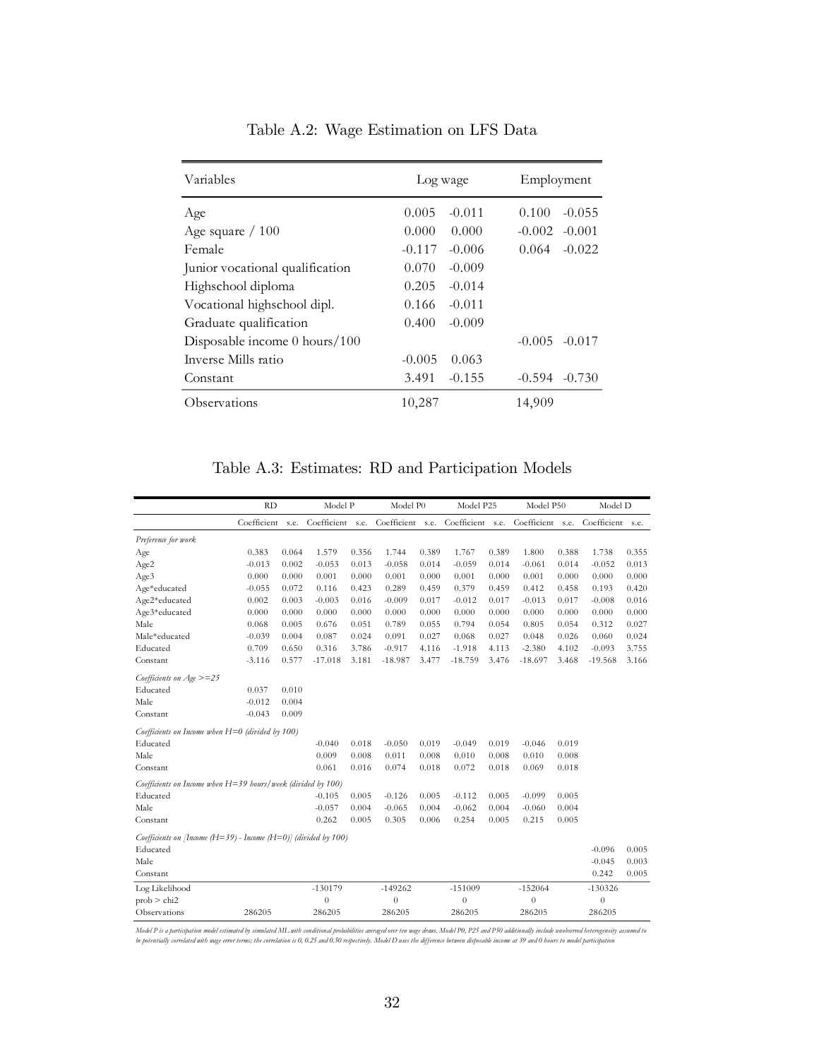Table A.2: Wage Estimation on LFS Data

| Variables | Log wage | | Employment | |
|---|---|---|---|---|
| Age | 0.005 | -0.011 | 0.100 | -0.055 |
| Age square / 100 | 0.000 | 0.000 | -0.002 | -0.001 |
| Female | -0.117 | -0.006 | 0.064 | -0.022 |
| Junior vocational qualification | 0.070 | -0.009 | | |
| Highschool diploma | 0.205 | -0.014 | | |
| Vocational highschool dipl. | 0.166 | -0.011 | | |
| Graduate qualification | 0.400 | -0.009 | | |
| Disposable income 0 hours/100 | | | -0.005 | -0.017 |
| Inverse Mills ratio | -0.005 | 0.063 | | |
| Constant | 3.491 | -0.155 | -0.594 | -0.730 |
| Observations | 10,287 | | 14,909 | |

Table A.3: Estimates: RD and Participation Models

| | RD | | Model P | | Model P0 | | Model P25 | | Model P50 | | Model D | |
|---|---|---|---|---|---|---|---|---|---|---|---|---|
| | Coefficient | s.e. | Coefficient | s.e. | Coefficient | s.e. | Coefficient | s.e. | Coefficient | s.e. | Coefficient | s.e. |
| *Preference for work* | | | | | | | | | | | | |
| Age | 0.383 | 0.064 | 1.579 | 0.356 | 1.744 | 0.389 | 1.767 | 0.389 | 1.800 | 0.388 | 1.738 | 0.355 |
| Age2 | -0.013 | 0.002 | -0.053 | 0.013 | -0.058 | 0.014 | -0.059 | 0.014 | -0.061 | 0.014 | -0.052 | 0.013 |
| Age3 | 0.000 | 0.000 | 0.001 | 0.000 | 0.001 | 0.000 | 0.001 | 0.000 | 0.001 | 0.000 | 0.000 | 0.000 |
| Age*educated | -0.055 | 0.072 | 0.116 | 0.423 | 0.289 | 0.459 | 0.379 | 0.459 | 0.412 | 0.458 | 0.193 | 0.420 |
| Age2*educated | 0.002 | 0.003 | -0.003 | 0.016 | -0.009 | 0.017 | -0.012 | 0.017 | -0.013 | 0.017 | -0.008 | 0.016 |
| Age3*educated | 0.000 | 0.000 | 0.000 | 0.000 | 0.000 | 0.000 | 0.000 | 0.000 | 0.000 | 0.000 | 0.000 | 0.000 |
| Male | 0.068 | 0.005 | 0.676 | 0.051 | 0.789 | 0.055 | 0.794 | 0.054 | 0.805 | 0.054 | 0.312 | 0.027 |
| Male*educated | -0.039 | 0.004 | 0.087 | 0.024 | 0.091 | 0.027 | 0.068 | 0.027 | 0.048 | 0.026 | 0.060 | 0.024 |
| Educated | 0.709 | 0.650 | 0.316 | 3.786 | -0.917 | 4.116 | -1.918 | 4.113 | -2.380 | 4.102 | -0.093 | 3.755 |
| Constant | -3.116 | 0.577 | -17.018 | 3.181 | -18.987 | 3.477 | -18.759 | 3.476 | -18.697 | 3.468 | -19.568 | 3.166 |
| *Coefficients on Age >=25* | | | | | | | | | | | | |
| Educated | 0.037 | 0.010 | | | | | | | | | | |
| Male | -0.012 | 0.004 | | | | | | | | | | |
| Constant | -0.043 | 0.009 | | | | | | | | | | |
| *Coefficients on Income when H=0 (divided by 100)* | | | | | | | | | | | | |
| Educated | | | -0.040 | 0.018 | -0.050 | 0.019 | -0.049 | 0.019 | -0.046 | 0.019 | | |
| Male | | | 0.009 | 0.008 | 0.011 | 0.008 | 0.010 | 0.008 | 0.010 | 0.008 | | |
| Constant | | | 0.061 | 0.016 | 0.074 | 0.018 | 0.072 | 0.018 | 0.069 | 0.018 | | |
| *Coefficients on Income when H=39 hours/week (divided by 100)* | | | | | | | | | | | | |
| Educated | | | -0.105 | 0.005 | -0.126 | 0.005 | -0.112 | 0.005 | -0.099 | 0.005 | | |
| Male | | | -0.057 | 0.004 | -0.065 | 0.004 | -0.062 | 0.004 | -0.060 | 0.004 | | |
| Constant | | | 0.262 | 0.005 | 0.305 | 0.006 | 0.254 | 0.005 | 0.215 | 0.005 | | |
| *Coefficients on [Income (H=39) - Income (H=0)] (divided by 100)* | | | | | | | | | | | | |
| Educated | | | | | | | | | | | -0.096 | 0.005 |
| Male | | | | | | | | | | | -0.045 | 0.003 |
| Constant | | | | | | | | | | | 0.242 | 0.005 |
| Log Likelihood | | | -130179 | | -149262 | | -151009 | | -152064 | | -130326 | |
| prob > chi2 | | | 0 | | 0 | | 0 | | 0 | | 0 | |
| Observations | 286205 | | 286205 | | 286205 | | 286205 | | 286205 | | 286205 | |

*Model P is a participation model estimated by simulated ML with conditional probabilities averaged over ten wage draws. Model P0, P25 and P50 additionally include unobserved heterogeneity assumed to be potentially correlated with wage error terms; the correlation is 0, 0.25 and 0.50 respectively. Model D uses the difference between disposable income at 39 and 0 hours to model participation*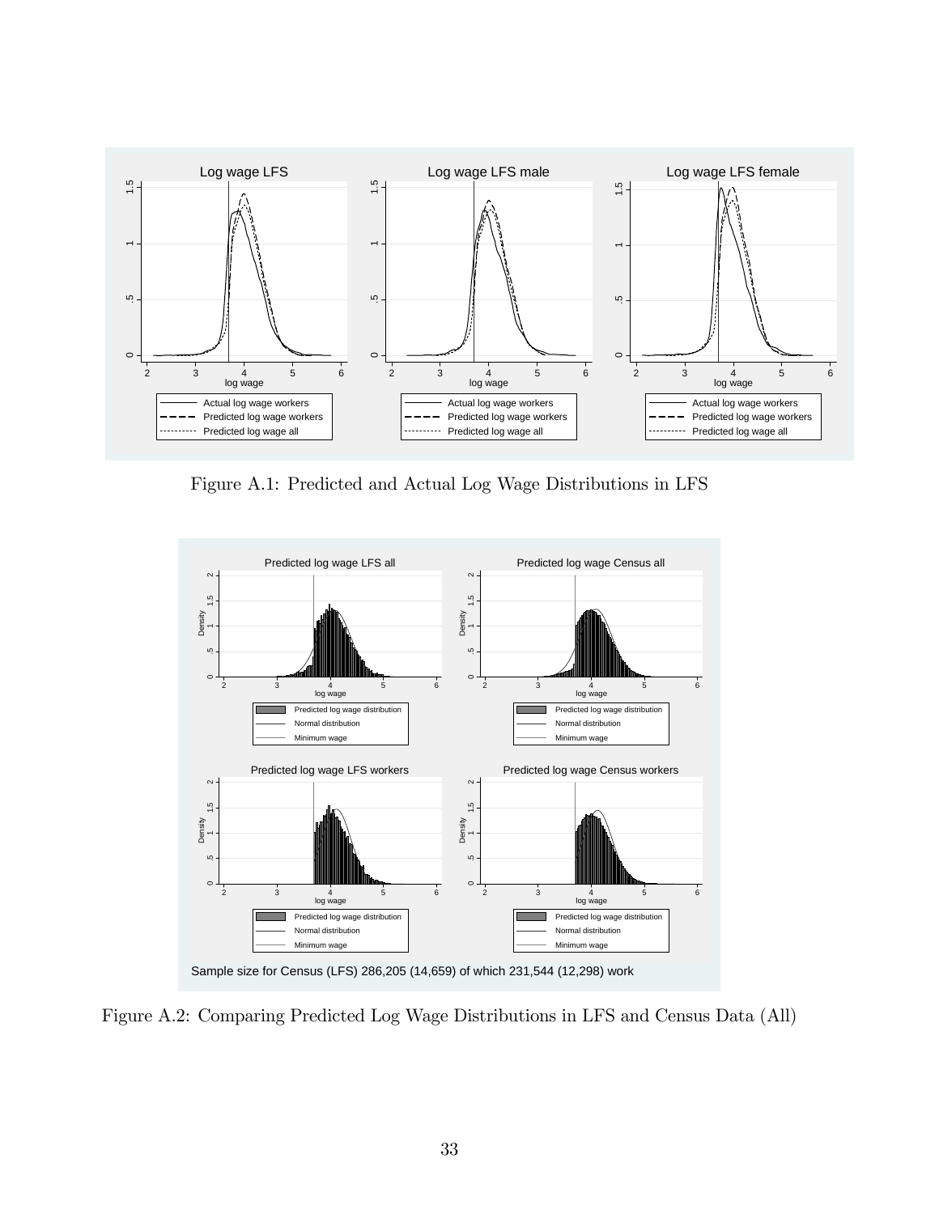Figure A.1: Predicted and Actual Log Wage Distributions in LFS

Sample size for Census (LFS) 286,205 (14,659) of which 231,544 (12,298) work

Figure A.2: Comparing Predicted Log Wage Distributions in LFS and Census Data (All)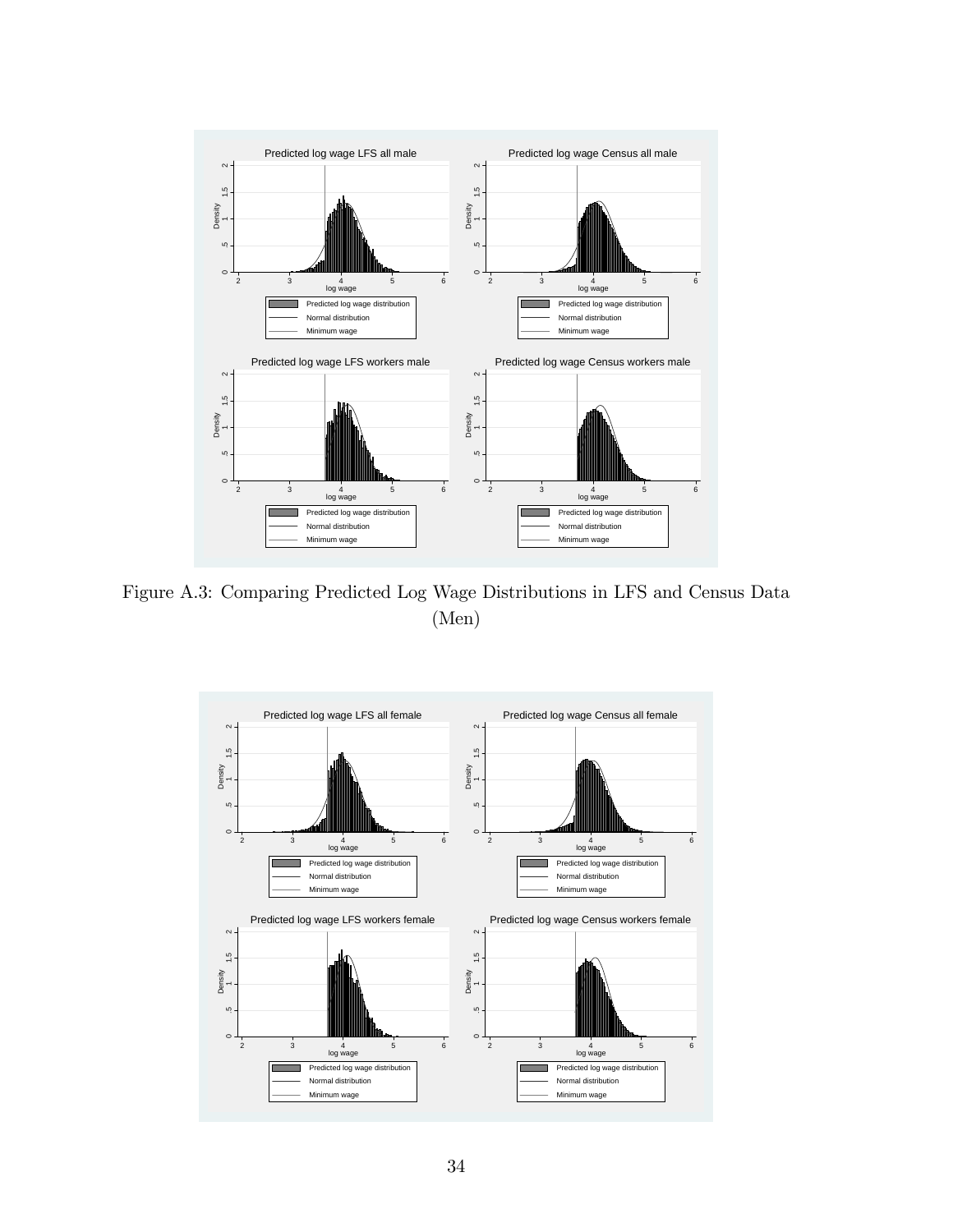Figure A.3: Comparing Predicted Log Wage Distributions in LFS and Census Data (Men)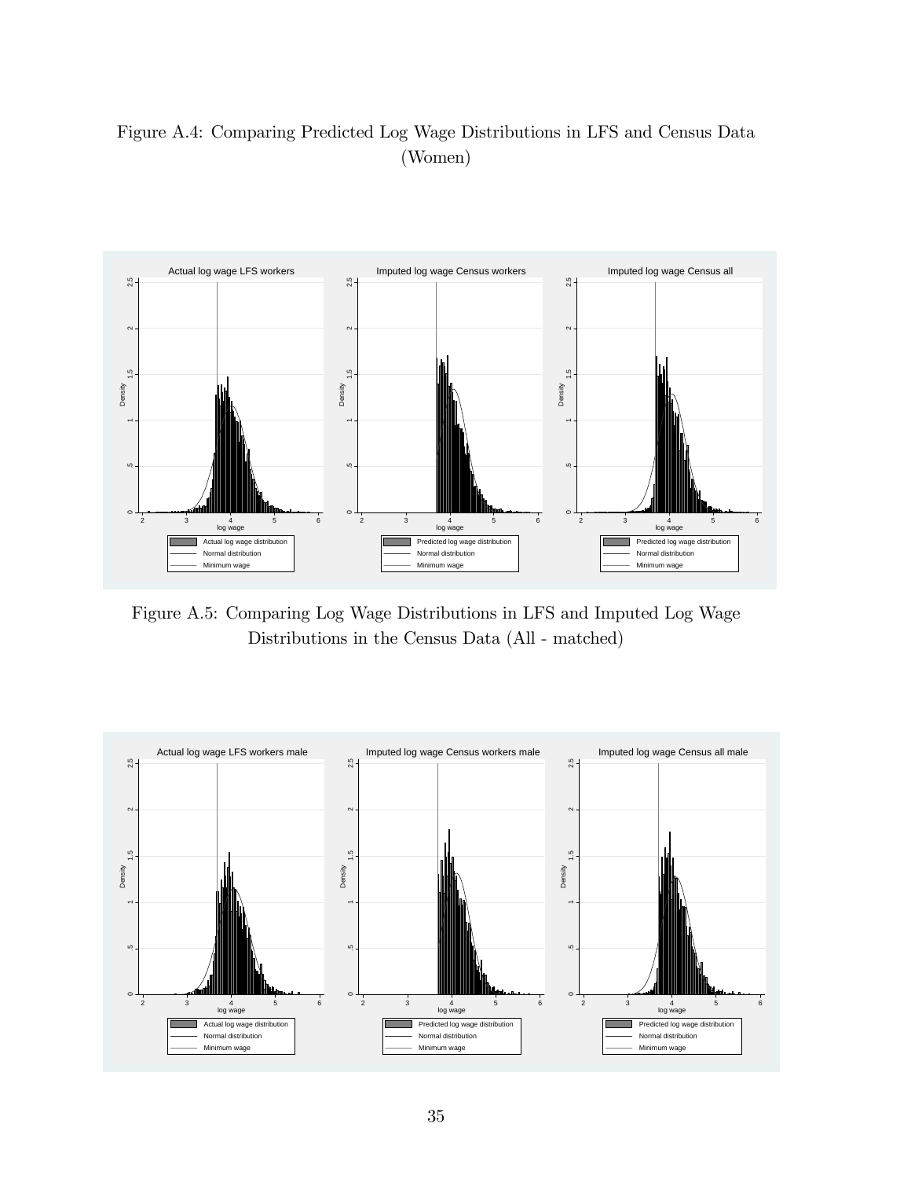Figure A.4: Comparing Predicted Log Wage Distributions in LFS and Census Data (Women)

Figure A.5: Comparing Log Wage Distributions in LFS and Imputed Log Wage Distributions in the Census Data (All - matched)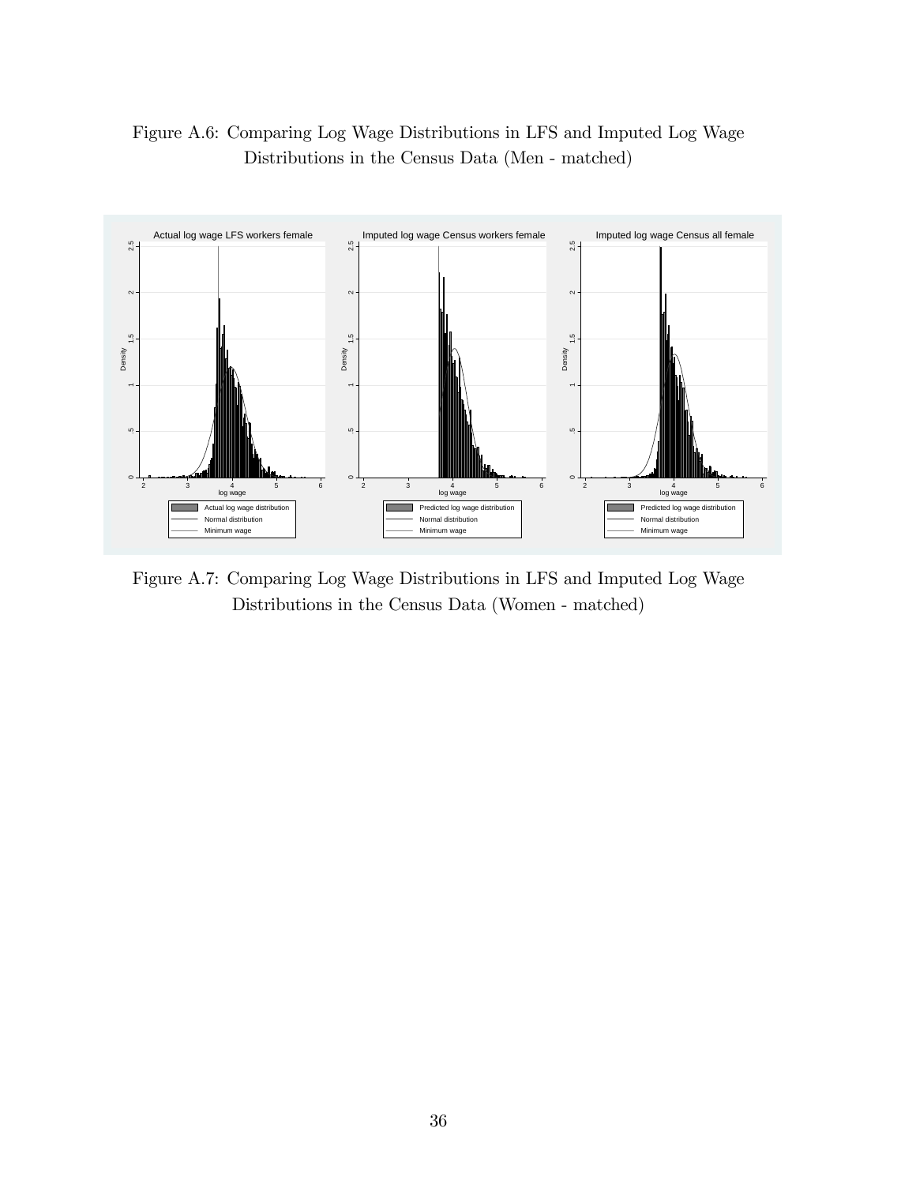Figure A.6: Comparing Log Wage Distributions in LFS and Imputed Log Wage Distributions in the Census Data (Men - matched)

Actual log wage LFS workers female

Imputed log wage Census workers female

Imputed log wage Census all female

Density

0

.5

1

1.5

2

2.5

2

3

4

5

6

log wage

Actual log wage distribution

Predicted log wage distribution

Normal distribution

Minimum wage

Figure A.7: Comparing Log Wage Distributions in LFS and Imputed Log Wage Distributions in the Census Data (Women - matched)